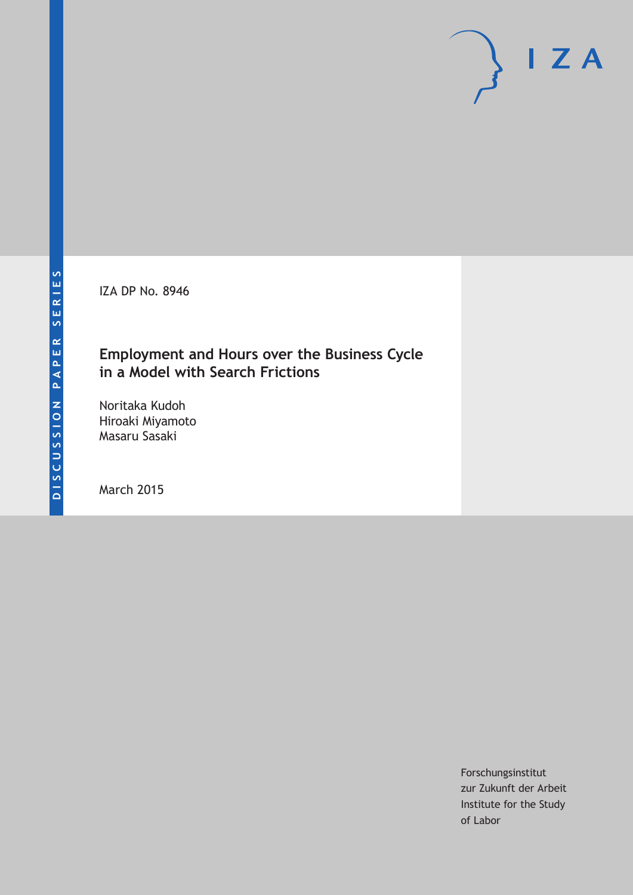DISCUSSION PAPER SERIES

IZA DP No. 8946

# Employment and Hours over the Business Cycle in a Model with Search Frictions

Noritaka Kudoh
Hiroaki Miyamoto
Masaru Sasaki

March 2015

Forschungsinstitut
zur Zukunft der Arbeit
Institute for the Study
of Labor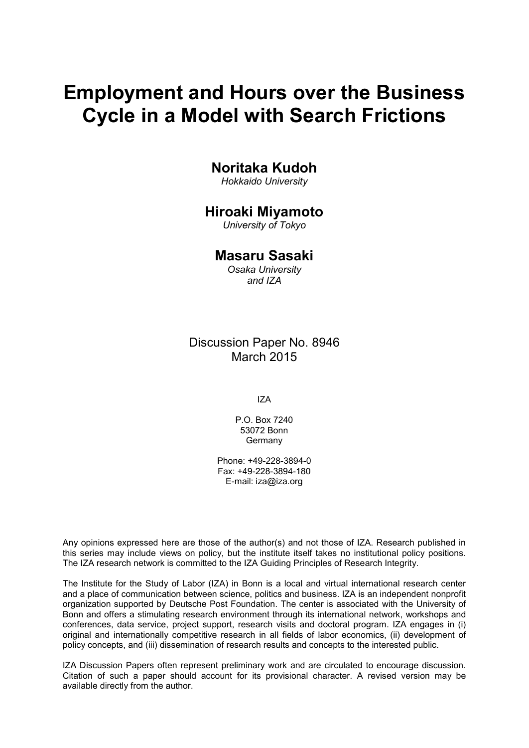# Employment and Hours over the Business Cycle in a Model with Search Frictions

**Noritaka Kudoh**

*Hokkaido University*

**Hiroaki Miyamoto**

*University of Tokyo*

**Masaru Sasaki**

*Osaka University*
*and IZA*

Discussion Paper No. 8946
March 2015

IZA

P.O. Box 7240
53072 Bonn
Germany

Phone: +49-228-3894-0
Fax: +49-228-3894-180
E-mail: iza@iza.org

Any opinions expressed here are those of the author(s) and not those of IZA. Research published in this series may include views on policy, but the institute itself takes no institutional policy positions. The IZA research network is committed to the IZA Guiding Principles of Research Integrity.

The Institute for the Study of Labor (IZA) in Bonn is a local and virtual international research center and a place of communication between science, politics and business. IZA is an independent nonprofit organization supported by Deutsche Post Foundation. The center is associated with the University of Bonn and offers a stimulating research environment through its international network, workshops and conferences, data service, project support, research visits and doctoral program. IZA engages in (i) original and internationally competitive research in all fields of labor economics, (ii) development of policy concepts, and (iii) dissemination of research results and concepts to the interested public.

IZA Discussion Papers often represent preliminary work and are circulated to encourage discussion. Citation of such a paper should account for its provisional character. A revised version may be available directly from the author.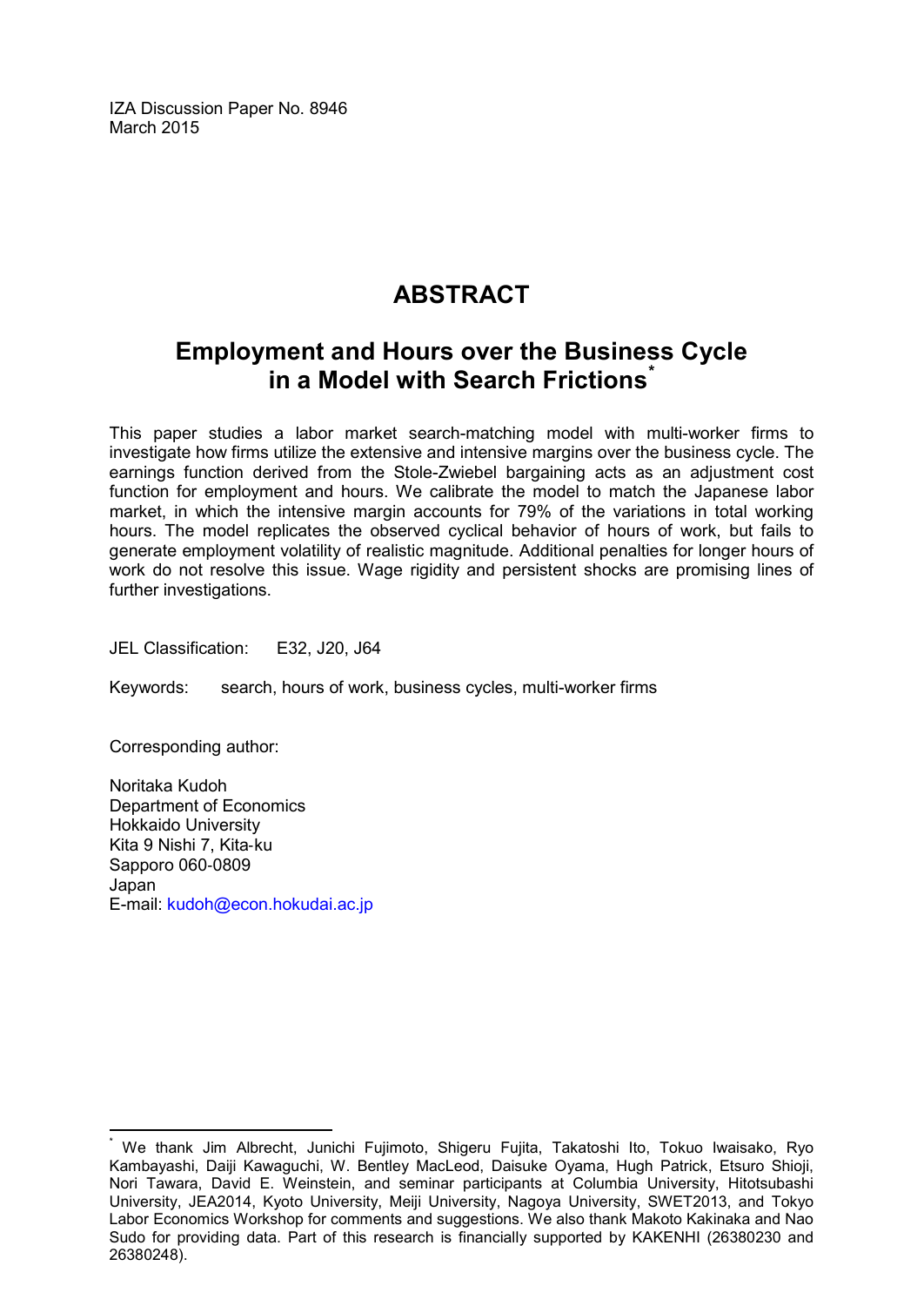IZA Discussion Paper No. 8946
March 2015

# ABSTRACT

## Employment and Hours over the Business Cycle in a Model with Search Frictions*

This paper studies a labor market search-matching model with multi-worker firms to investigate how firms utilize the extensive and intensive margins over the business cycle. The earnings function derived from the Stole-Zwiebel bargaining acts as an adjustment cost function for employment and hours. We calibrate the model to match the Japanese labor market, in which the intensive margin accounts for 79% of the variations in total working hours. The model replicates the observed cyclical behavior of hours of work, but fails to generate employment volatility of realistic magnitude. Additional penalties for longer hours of work do not resolve this issue. Wage rigidity and persistent shocks are promising lines of further investigations.

JEL Classification: E32, J20, J64

Keywords: search, hours of work, business cycles, multi-worker firms

Corresponding author:

Noritaka Kudoh
Department of Economics
Hokkaido University
Kita 9 Nishi 7, Kita-ku
Sapporo 060-0809
Japan
E-mail: kudoh@econ.hokudai.ac.jp

---

\* We thank Jim Albrecht, Junichi Fujimoto, Shigeru Fujita, Takatoshi Ito, Tokuo Iwaisako, Ryo Kambayashi, Daiji Kawaguchi, W. Bentley MacLeod, Daisuke Oyama, Hugh Patrick, Etsuro Shioji, Nori Tawara, David E. Weinstein, and seminar participants at Columbia University, Hitotsubashi University, JEA2014, Kyoto University, Meiji University, Nagoya University, SWET2013, and Tokyo Labor Economics Workshop for comments and suggestions. We also thank Makoto Kakinaka and Nao Sudo for providing data. Part of this research is financially supported by KAKENHI (26380230 and 26380248).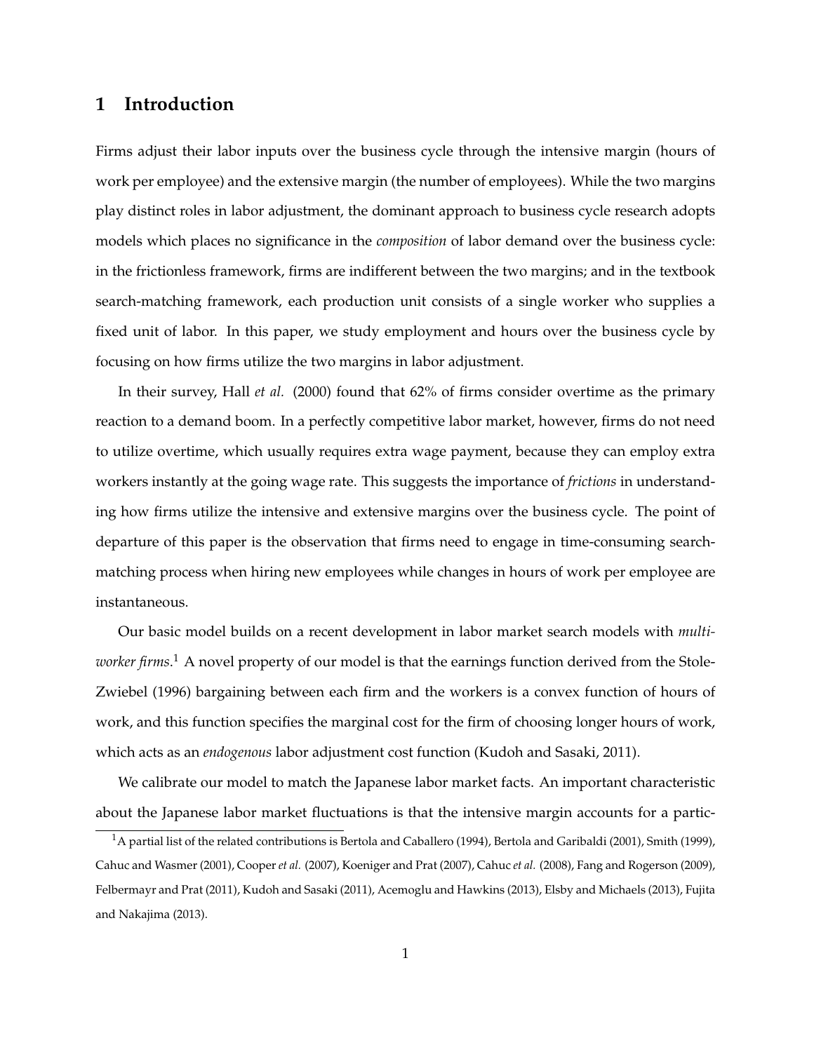# 1 Introduction

Firms adjust their labor inputs over the business cycle through the intensive margin (hours of work per employee) and the extensive margin (the number of employees). While the two margins play distinct roles in labor adjustment, the dominant approach to business cycle research adopts models which places no significance in the *composition* of labor demand over the business cycle: in the frictionless framework, firms are indifferent between the two margins; and in the textbook search-matching framework, each production unit consists of a single worker who supplies a fixed unit of labor. In this paper, we study employment and hours over the business cycle by focusing on how firms utilize the two margins in labor adjustment.

In their survey, Hall *et al.* (2000) found that 62% of firms consider overtime as the primary reaction to a demand boom. In a perfectly competitive labor market, however, firms do not need to utilize overtime, which usually requires extra wage payment, because they can employ extra workers instantly at the going wage rate. This suggests the importance of *frictions* in understanding how firms utilize the intensive and extensive margins over the business cycle. The point of departure of this paper is the observation that firms need to engage in time-consuming search-matching process when hiring new employees while changes in hours of work per employee are instantaneous.

Our basic model builds on a recent development in labor market search models with *multi-worker firms*.[1] A novel property of our model is that the earnings function derived from the Stole-Zwiebel (1996) bargaining between each firm and the workers is a convex function of hours of work, and this function specifies the marginal cost for the firm of choosing longer hours of work, which acts as an *endogenous* labor adjustment cost function (Kudoh and Sasaki, 2011).

We calibrate our model to match the Japanese labor market facts. An important characteristic about the Japanese labor market fluctuations is that the intensive margin accounts for a partic-

[1] A partial list of the related contributions is Bertola and Caballero (1994), Bertola and Garibaldi (2001), Smith (1999), Cahuc and Wasmer (2001), Cooper *et al.* (2007), Koeniger and Prat (2007), Cahuc *et al.* (2008), Fang and Rogerson (2009), Felbermayr and Prat (2011), Kudoh and Sasaki (2011), Acemoglu and Hawkins (2013), Elsby and Michaels (2013), Fujita and Nakajima (2013).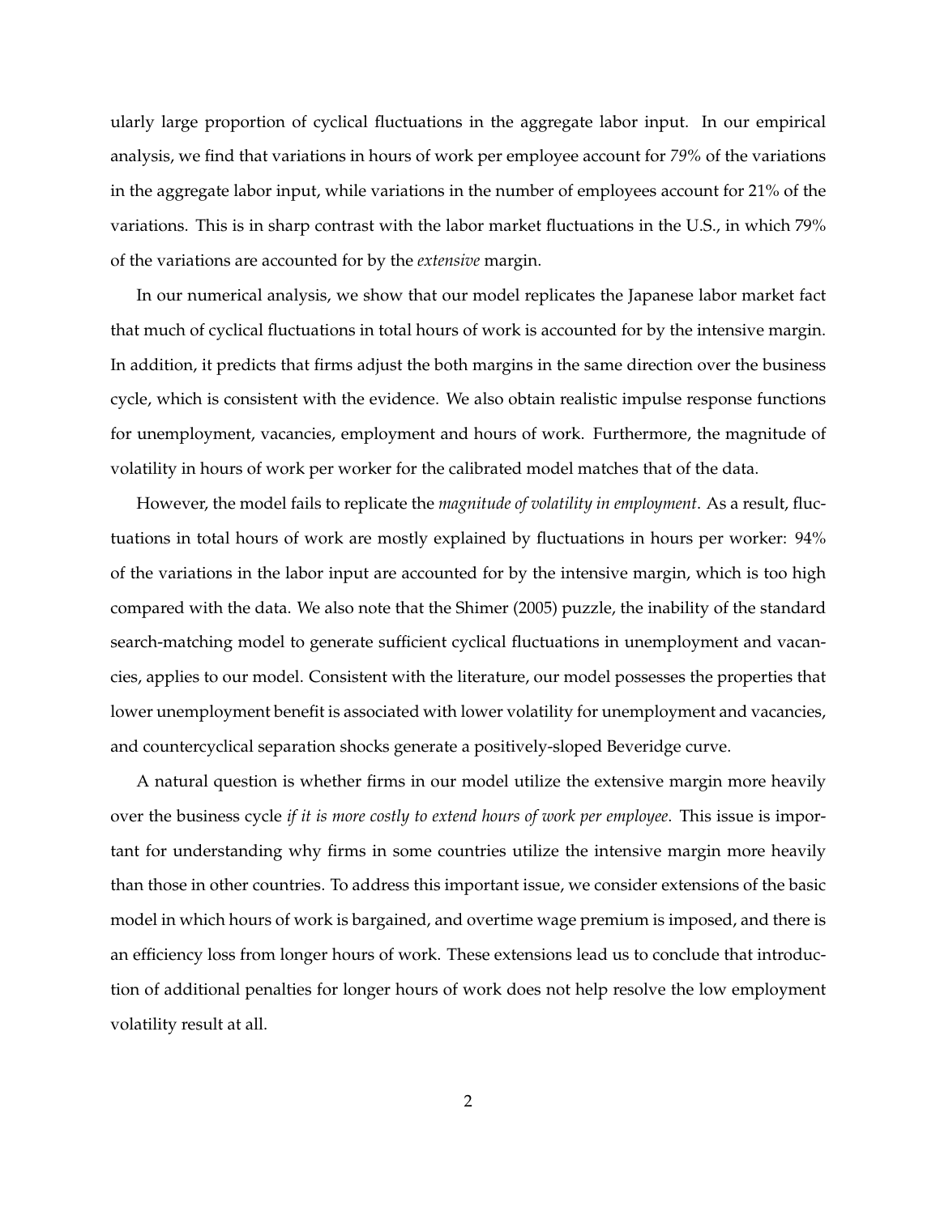ularly large proportion of cyclical fluctuations in the aggregate labor input. In our empirical analysis, we find that variations in hours of work per employee account for *79%* of the variations in the aggregate labor input, while variations in the number of employees account for 21% of the variations. This is in sharp contrast with the labor market fluctuations in the U.S., in which 79% of the variations are accounted for by the *extensive* margin.

In our numerical analysis, we show that our model replicates the Japanese labor market fact that much of cyclical fluctuations in total hours of work is accounted for by the intensive margin. In addition, it predicts that firms adjust the both margins in the same direction over the business cycle, which is consistent with the evidence. We also obtain realistic impulse response functions for unemployment, vacancies, employment and hours of work. Furthermore, the magnitude of volatility in hours of work per worker for the calibrated model matches that of the data.

However, the model fails to replicate the *magnitude of volatility in employment*. As a result, fluctuations in total hours of work are mostly explained by fluctuations in hours per worker: 94% of the variations in the labor input are accounted for by the intensive margin, which is too high compared with the data. We also note that the Shimer (2005) puzzle, the inability of the standard search-matching model to generate sufficient cyclical fluctuations in unemployment and vacancies, applies to our model. Consistent with the literature, our model possesses the properties that lower unemployment benefit is associated with lower volatility for unemployment and vacancies, and countercyclical separation shocks generate a positively-sloped Beveridge curve.

A natural question is whether firms in our model utilize the extensive margin more heavily over the business cycle *if it is more costly to extend hours of work per employee*. This issue is important for understanding why firms in some countries utilize the intensive margin more heavily than those in other countries. To address this important issue, we consider extensions of the basic model in which hours of work is bargained, and overtime wage premium is imposed, and there is an efficiency loss from longer hours of work. These extensions lead us to conclude that introduction of additional penalties for longer hours of work does not help resolve the low employment volatility result at all.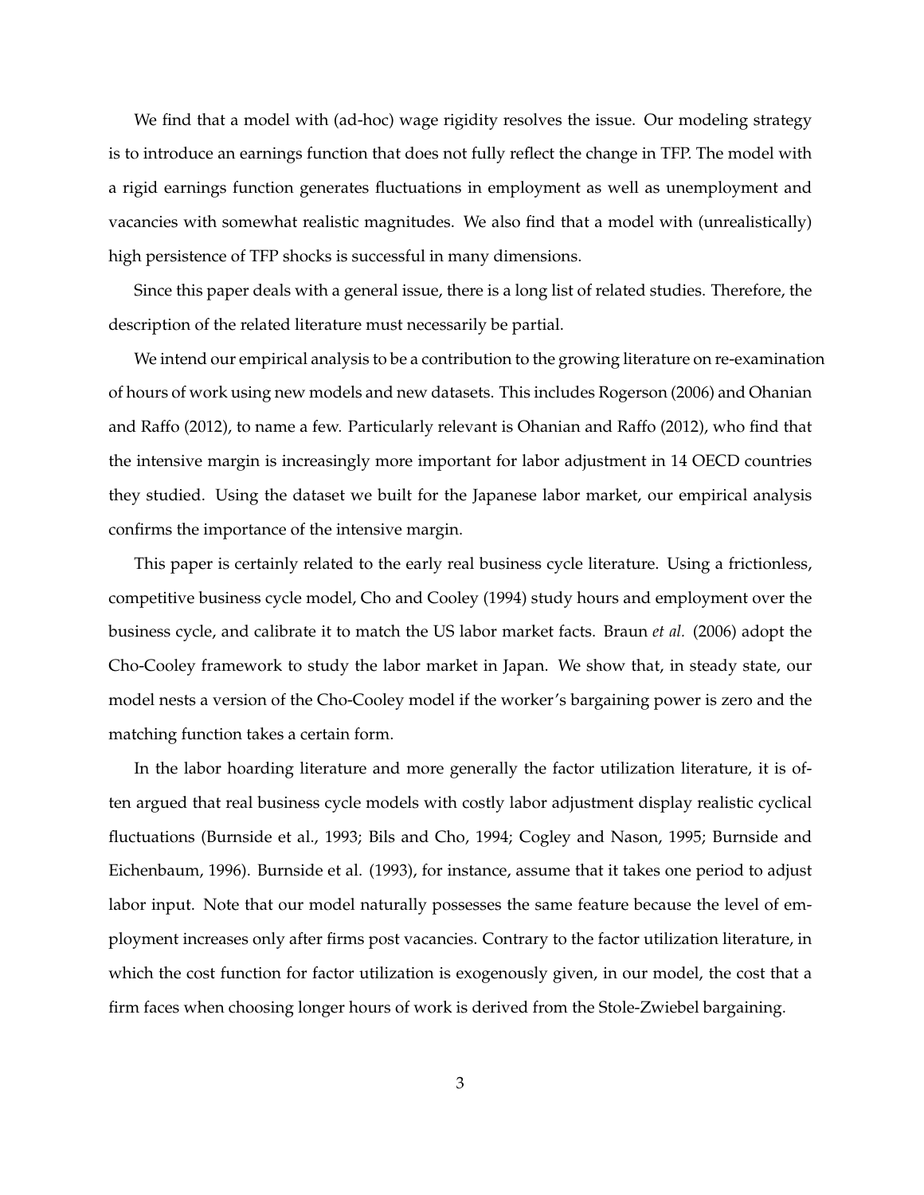We find that a model with (ad-hoc) wage rigidity resolves the issue. Our modeling strategy is to introduce an earnings function that does not fully reflect the change in TFP. The model with a rigid earnings function generates fluctuations in employment as well as unemployment and vacancies with somewhat realistic magnitudes. We also find that a model with (unrealistically) high persistence of TFP shocks is successful in many dimensions.

Since this paper deals with a general issue, there is a long list of related studies. Therefore, the description of the related literature must necessarily be partial.

We intend our empirical analysis to be a contribution to the growing literature on re-examination of hours of work using new models and new datasets. This includes Rogerson (2006) and Ohanian and Raffo (2012), to name a few. Particularly relevant is Ohanian and Raffo (2012), who find that the intensive margin is increasingly more important for labor adjustment in 14 OECD countries they studied. Using the dataset we built for the Japanese labor market, our empirical analysis confirms the importance of the intensive margin.

This paper is certainly related to the early real business cycle literature. Using a frictionless, competitive business cycle model, Cho and Cooley (1994) study hours and employment over the business cycle, and calibrate it to match the US labor market facts. Braun *et al.* (2006) adopt the Cho-Cooley framework to study the labor market in Japan. We show that, in steady state, our model nests a version of the Cho-Cooley model if the worker's bargaining power is zero and the matching function takes a certain form.

In the labor hoarding literature and more generally the factor utilization literature, it is often argued that real business cycle models with costly labor adjustment display realistic cyclical fluctuations (Burnside et al., 1993; Bils and Cho, 1994; Cogley and Nason, 1995; Burnside and Eichenbaum, 1996). Burnside et al. (1993), for instance, assume that it takes one period to adjust labor input. Note that our model naturally possesses the same feature because the level of employment increases only after firms post vacancies. Contrary to the factor utilization literature, in which the cost function for factor utilization is exogenously given, in our model, the cost that a firm faces when choosing longer hours of work is derived from the Stole-Zwiebel bargaining.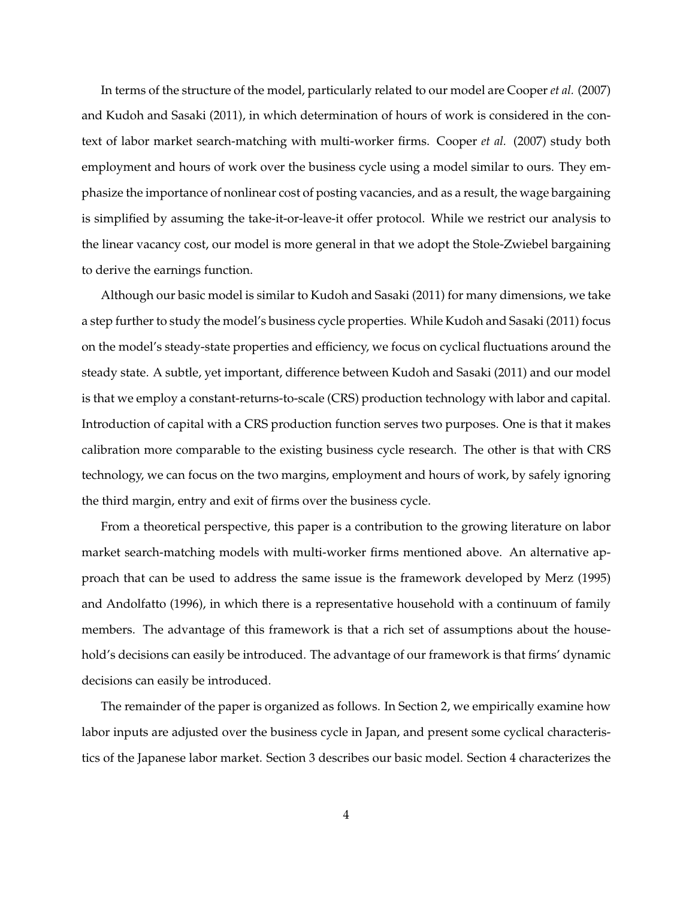In terms of the structure of the model, particularly related to our model are Cooper *et al.* (2007) and Kudoh and Sasaki (2011), in which determination of hours of work is considered in the context of labor market search-matching with multi-worker firms. Cooper *et al.* (2007) study both employment and hours of work over the business cycle using a model similar to ours. They emphasize the importance of nonlinear cost of posting vacancies, and as a result, the wage bargaining is simplified by assuming the take-it-or-leave-it offer protocol. While we restrict our analysis to the linear vacancy cost, our model is more general in that we adopt the Stole-Zwiebel bargaining to derive the earnings function.

Although our basic model is similar to Kudoh and Sasaki (2011) for many dimensions, we take a step further to study the model's business cycle properties. While Kudoh and Sasaki (2011) focus on the model's steady-state properties and efficiency, we focus on cyclical fluctuations around the steady state. A subtle, yet important, difference between Kudoh and Sasaki (2011) and our model is that we employ a constant-returns-to-scale (CRS) production technology with labor and capital. Introduction of capital with a CRS production function serves two purposes. One is that it makes calibration more comparable to the existing business cycle research. The other is that with CRS technology, we can focus on the two margins, employment and hours of work, by safely ignoring the third margin, entry and exit of firms over the business cycle.

From a theoretical perspective, this paper is a contribution to the growing literature on labor market search-matching models with multi-worker firms mentioned above. An alternative approach that can be used to address the same issue is the framework developed by Merz (1995) and Andolfatto (1996), in which there is a representative household with a continuum of family members. The advantage of this framework is that a rich set of assumptions about the household's decisions can easily be introduced. The advantage of our framework is that firms' dynamic decisions can easily be introduced.

The remainder of the paper is organized as follows. In Section 2, we empirically examine how labor inputs are adjusted over the business cycle in Japan, and present some cyclical characteristics of the Japanese labor market. Section 3 describes our basic model. Section 4 characterizes the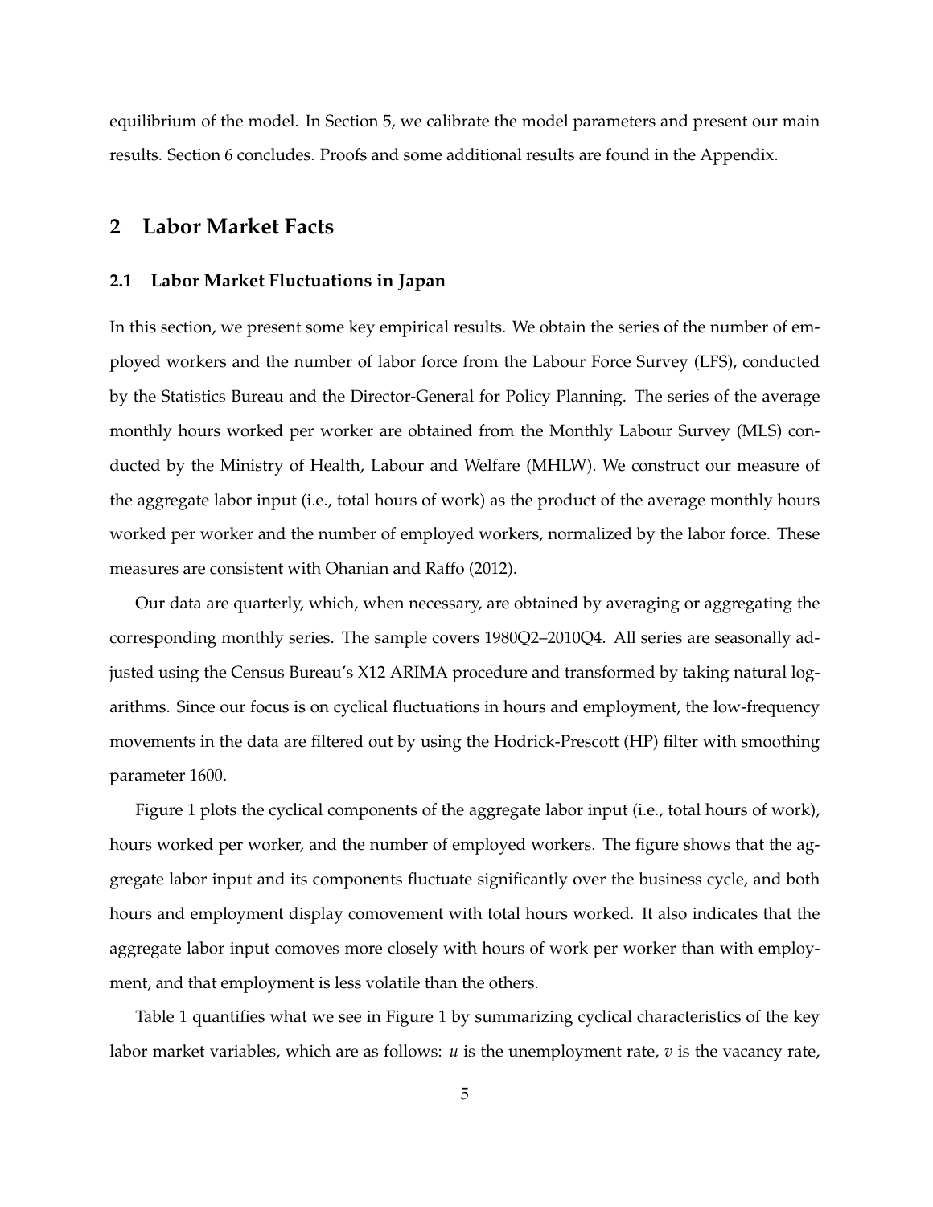equilibrium of the model. In Section 5, we calibrate the model parameters and present our main results. Section 6 concludes. Proofs and some additional results are found in the Appendix.

## 2 Labor Market Facts

### 2.1 Labor Market Fluctuations in Japan

In this section, we present some key empirical results. We obtain the series of the number of employed workers and the number of labor force from the Labour Force Survey (LFS), conducted by the Statistics Bureau and the Director-General for Policy Planning. The series of the average monthly hours worked per worker are obtained from the Monthly Labour Survey (MLS) conducted by the Ministry of Health, Labour and Welfare (MHLW). We construct our measure of the aggregate labor input (i.e., total hours of work) as the product of the average monthly hours worked per worker and the number of employed workers, normalized by the labor force. These measures are consistent with Ohanian and Raffo (2012).

Our data are quarterly, which, when necessary, are obtained by averaging or aggregating the corresponding monthly series. The sample covers 1980Q2–2010Q4. All series are seasonally adjusted using the Census Bureau's X12 ARIMA procedure and transformed by taking natural logarithms. Since our focus is on cyclical fluctuations in hours and employment, the low-frequency movements in the data are filtered out by using the Hodrick-Prescott (HP) filter with smoothing parameter 1600.

Figure 1 plots the cyclical components of the aggregate labor input (i.e., total hours of work), hours worked per worker, and the number of employed workers. The figure shows that the aggregate labor input and its components fluctuate significantly over the business cycle, and both hours and employment display comovement with total hours worked. It also indicates that the aggregate labor input comoves more closely with hours of work per worker than with employment, and that employment is less volatile than the others.

Table 1 quantifies what we see in Figure 1 by summarizing cyclical characteristics of the key labor market variables, which are as follows: $u$ is the unemployment rate, $v$ is the vacancy rate,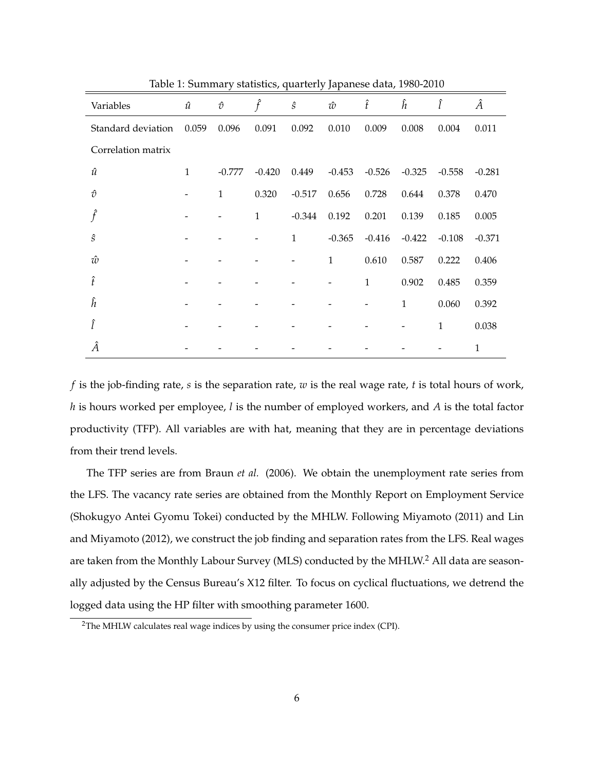Table 1: Summary statistics, quarterly Japanese data, 1980-2010

| Variables | $\hat{u}$ | $\hat{v}$ | $\hat{f}$ | $\hat{s}$ | $\hat{w}$ | $\hat{t}$ | $\hat{h}$ | $\hat{l}$ | $\hat{A}$ |
|---|---|---|---|---|---|---|---|---|---|
| Standard deviation | 0.059 | 0.096 | 0.091 | 0.092 | 0.010 | 0.009 | 0.008 | 0.004 | 0.011 |
| Correlation matrix | | | | | | | | | |
| $\hat{u}$ | 1 | -0.777 | -0.420 | 0.449 | -0.453 | -0.526 | -0.325 | -0.558 | -0.281 |
| $\hat{v}$ | - | 1 | 0.320 | -0.517 | 0.656 | 0.728 | 0.644 | 0.378 | 0.470 |
| $\hat{f}$ | - | - | 1 | -0.344 | 0.192 | 0.201 | 0.139 | 0.185 | 0.005 |
| $\hat{s}$ | - | - | - | 1 | -0.365 | -0.416 | -0.422 | -0.108 | -0.371 |
| $\hat{w}$ | - | - | - | - | 1 | 0.610 | 0.587 | 0.222 | 0.406 |
| $\hat{t}$ | - | - | - | - | - | 1 | 0.902 | 0.485 | 0.359 |
| $\hat{h}$ | - | - | - | - | - | - | 1 | 0.060 | 0.392 |
| $\hat{l}$ | - | - | - | - | - | - | - | 1 | 0.038 |
| $\hat{A}$ | - | - | - | - | - | - | - | - | 1 |

$f$ is the job-finding rate, $s$ is the separation rate, $w$ is the real wage rate, $t$ is total hours of work, $h$ is hours worked per employee, $l$ is the number of employed workers, and $A$ is the total factor productivity (TFP). All variables are with hat, meaning that they are in percentage deviations from their trend levels.

The TFP series are from Braun *et al.* (2006). We obtain the unemployment rate series from the LFS. The vacancy rate series are obtained from the Monthly Report on Employment Service (Shokugyo Antei Gyomu Tokei) conducted by the MHLW. Following Miyamoto (2011) and Lin and Miyamoto (2012), we construct the job finding and separation rates from the LFS. Real wages are taken from the Monthly Labour Survey (MLS) conducted by the MHLW.[2] All data are seasonally adjusted by the Census Bureau's X12 filter. To focus on cyclical fluctuations, we detrend the logged data using the HP filter with smoothing parameter 1600.

[2] The MHLW calculates real wage indices by using the consumer price index (CPI).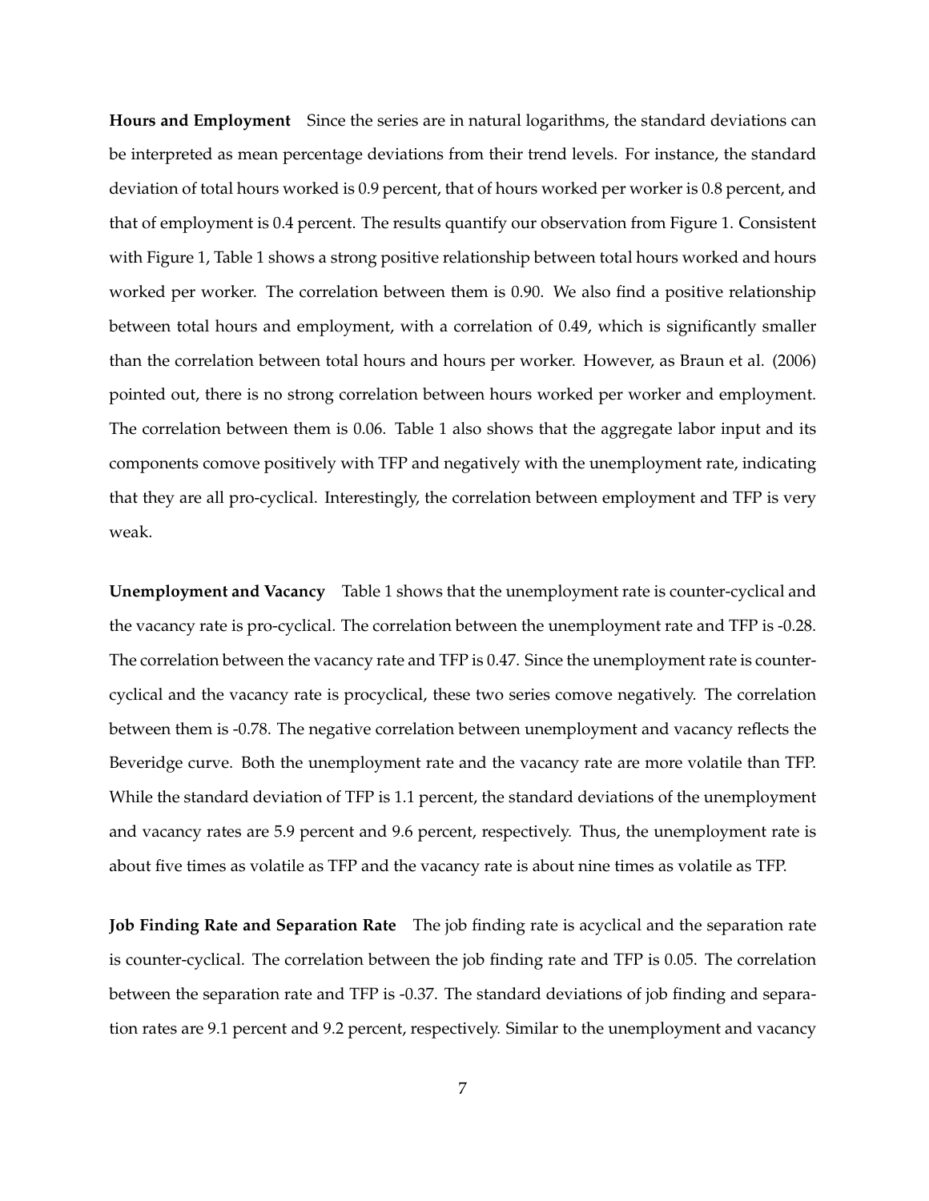**Hours and Employment** Since the series are in natural logarithms, the standard deviations can be interpreted as mean percentage deviations from their trend levels. For instance, the standard deviation of total hours worked is 0.9 percent, that of hours worked per worker is 0.8 percent, and that of employment is 0.4 percent. The results quantify our observation from Figure 1. Consistent with Figure 1, Table 1 shows a strong positive relationship between total hours worked and hours worked per worker. The correlation between them is 0.90. We also find a positive relationship between total hours and employment, with a correlation of 0.49, which is significantly smaller than the correlation between total hours and hours per worker. However, as Braun et al. (2006) pointed out, there is no strong correlation between hours worked per worker and employment. The correlation between them is 0.06. Table 1 also shows that the aggregate labor input and its components comove positively with TFP and negatively with the unemployment rate, indicating that they are all pro-cyclical. Interestingly, the correlation between employment and TFP is very weak.

**Unemployment and Vacancy** Table 1 shows that the unemployment rate is counter-cyclical and the vacancy rate is pro-cyclical. The correlation between the unemployment rate and TFP is -0.28. The correlation between the vacancy rate and TFP is 0.47. Since the unemployment rate is counter-cyclical and the vacancy rate is procyclical, these two series comove negatively. The correlation between them is -0.78. The negative correlation between unemployment and vacancy reflects the Beveridge curve. Both the unemployment rate and the vacancy rate are more volatile than TFP. While the standard deviation of TFP is 1.1 percent, the standard deviations of the unemployment and vacancy rates are 5.9 percent and 9.6 percent, respectively. Thus, the unemployment rate is about five times as volatile as TFP and the vacancy rate is about nine times as volatile as TFP.

**Job Finding Rate and Separation Rate** The job finding rate is acyclical and the separation rate is counter-cyclical. The correlation between the job finding rate and TFP is 0.05. The correlation between the separation rate and TFP is -0.37. The standard deviations of job finding and separation rates are 9.1 percent and 9.2 percent, respectively. Similar to the unemployment and vacancy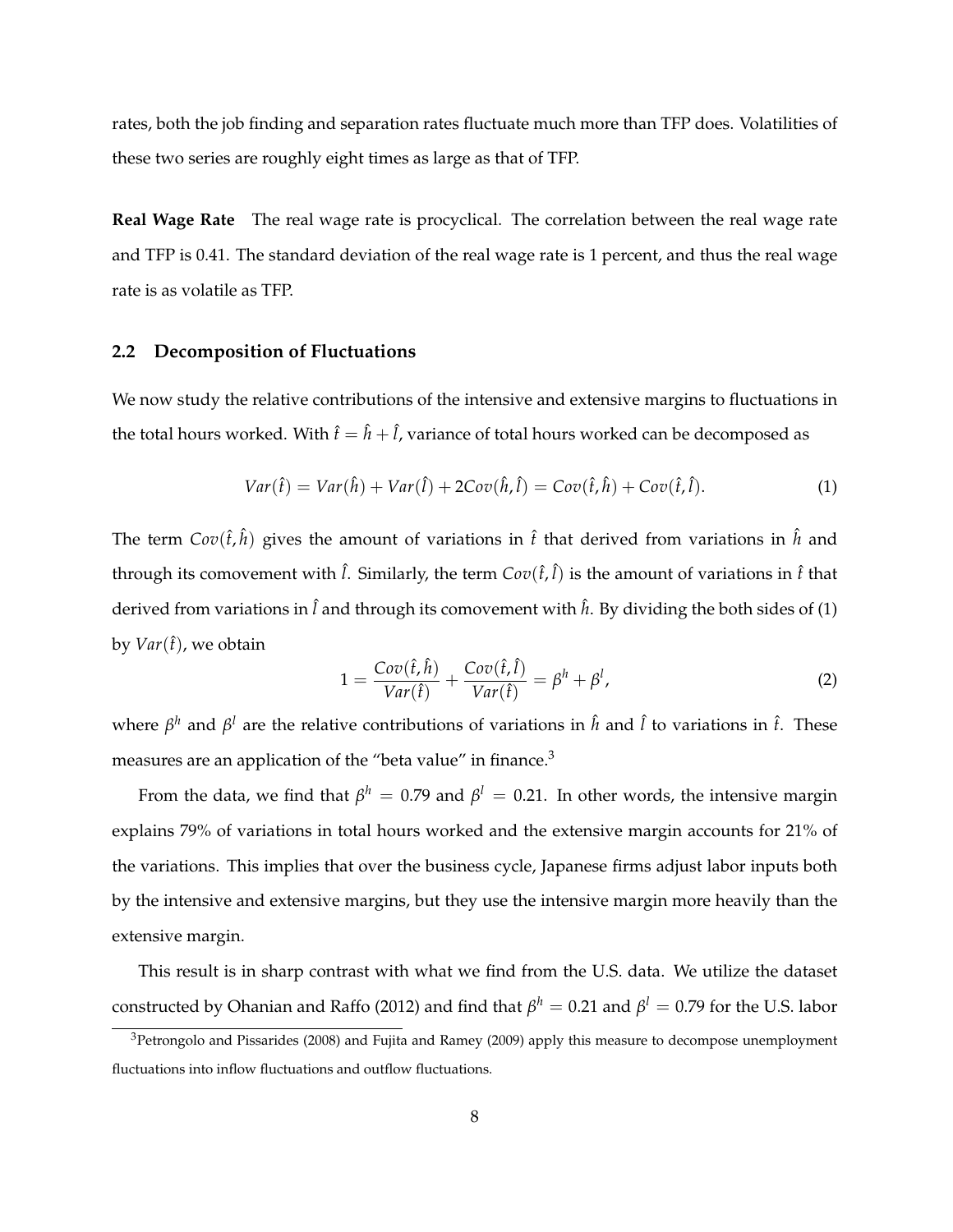rates, both the job finding and separation rates fluctuate much more than TFP does. Volatilities of these two series are roughly eight times as large as that of TFP.

**Real Wage Rate** The real wage rate is procyclical. The correlation between the real wage rate and TFP is 0.41. The standard deviation of the real wage rate is 1 percent, and thus the real wage rate is as volatile as TFP.

## 2.2 Decomposition of Fluctuations

We now study the relative contributions of the intensive and extensive margins to fluctuations in the total hours worked. With $\hat{t} = \hat{h} + \hat{l}$, variance of total hours worked can be decomposed as

$$Var(\hat{t}) = Var(\hat{h}) + Var(\hat{l}) + 2Cov(\hat{h}, \hat{l}) = Cov(\hat{t}, \hat{h}) + Cov(\hat{t}, \hat{l}). \tag{1}$$

The term $Cov(\hat{t}, \hat{h})$ gives the amount of variations in $\hat{t}$ that derived from variations in $\hat{h}$ and through its comovement with $\hat{l}$. Similarly, the term $Cov(\hat{t}, \hat{l})$ is the amount of variations in $\hat{t}$ that derived from variations in $\hat{l}$ and through its comovement with $\hat{h}$. By dividing the both sides of (1) by $Var(\hat{t})$, we obtain

$$1 = \frac{Cov(\hat{t}, \hat{h})}{Var(\hat{t})} + \frac{Cov(\hat{t}, \hat{l})}{Var(\hat{t})} = \beta^h + \beta^l, \tag{2}$$

where $\beta^h$ and $\beta^l$ are the relative contributions of variations in $\hat{h}$ and $\hat{l}$ to variations in $\hat{t}$. These measures are an application of the "beta value" in finance.[3]

From the data, we find that $\beta^h = 0.79$ and $\beta^l = 0.21$. In other words, the intensive margin explains 79% of variations in total hours worked and the extensive margin accounts for 21% of the variations. This implies that over the business cycle, Japanese firms adjust labor inputs both by the intensive and extensive margins, but they use the intensive margin more heavily than the extensive margin.

This result is in sharp contrast with what we find from the U.S. data. We utilize the dataset constructed by Ohanian and Raffo (2012) and find that $\beta^h = 0.21$ and $\beta^l = 0.79$ for the U.S. labor

[3] Petrongolo and Pissarides (2008) and Fujita and Ramey (2009) apply this measure to decompose unemployment fluctuations into inflow fluctuations and outflow fluctuations.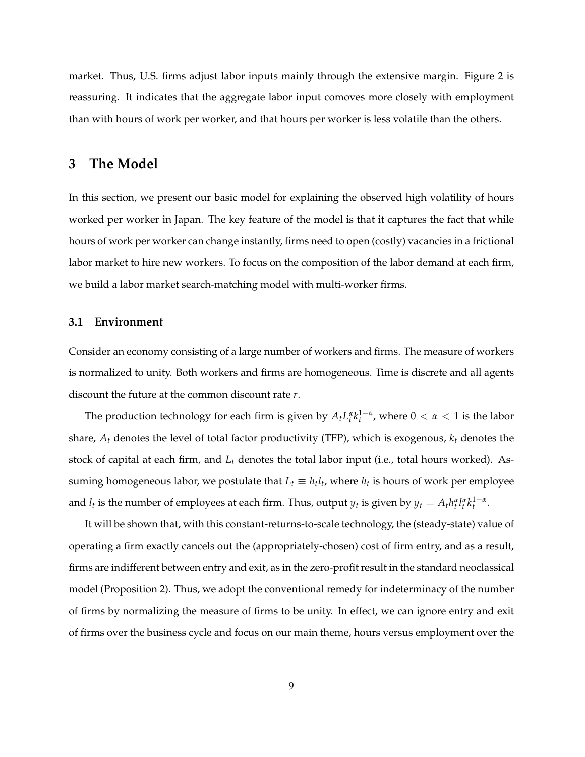market. Thus, U.S. firms adjust labor inputs mainly through the extensive margin. Figure 2 is reassuring. It indicates that the aggregate labor input comoves more closely with employment than with hours of work per worker, and that hours per worker is less volatile than the others.

# 3 The Model

In this section, we present our basic model for explaining the observed high volatility of hours worked per worker in Japan. The key feature of the model is that it captures the fact that while hours of work per worker can change instantly, firms need to open (costly) vacancies in a frictional labor market to hire new workers. To focus on the composition of the labor demand at each firm, we build a labor market search-matching model with multi-worker firms.

## 3.1 Environment

Consider an economy consisting of a large number of workers and firms. The measure of workers is normalized to unity. Both workers and firms are homogeneous. Time is discrete and all agents discount the future at the common discount rate $r$.

The production technology for each firm is given by $A_t L_t^{\alpha} k_t^{1-\alpha}$, where $0 < \alpha < 1$ is the labor share, $A_t$ denotes the level of total factor productivity (TFP), which is exogenous, $k_t$ denotes the stock of capital at each firm, and $L_t$ denotes the total labor input (i.e., total hours worked). Assuming homogeneous labor, we postulate that $L_t \equiv h_t l_t$, where $h_t$ is hours of work per employee and $l_t$ is the number of employees at each firm. Thus, output $y_t$ is given by $y_t = A_t h_t^{\alpha} l_t^{\alpha} k_t^{1-\alpha}$.

It will be shown that, with this constant-returns-to-scale technology, the (steady-state) value of operating a firm exactly cancels out the (appropriately-chosen) cost of firm entry, and as a result, firms are indifferent between entry and exit, as in the zero-profit result in the standard neoclassical model (Proposition 2). Thus, we adopt the conventional remedy for indeterminacy of the number of firms by normalizing the measure of firms to be unity. In effect, we can ignore entry and exit of firms over the business cycle and focus on our main theme, hours versus employment over the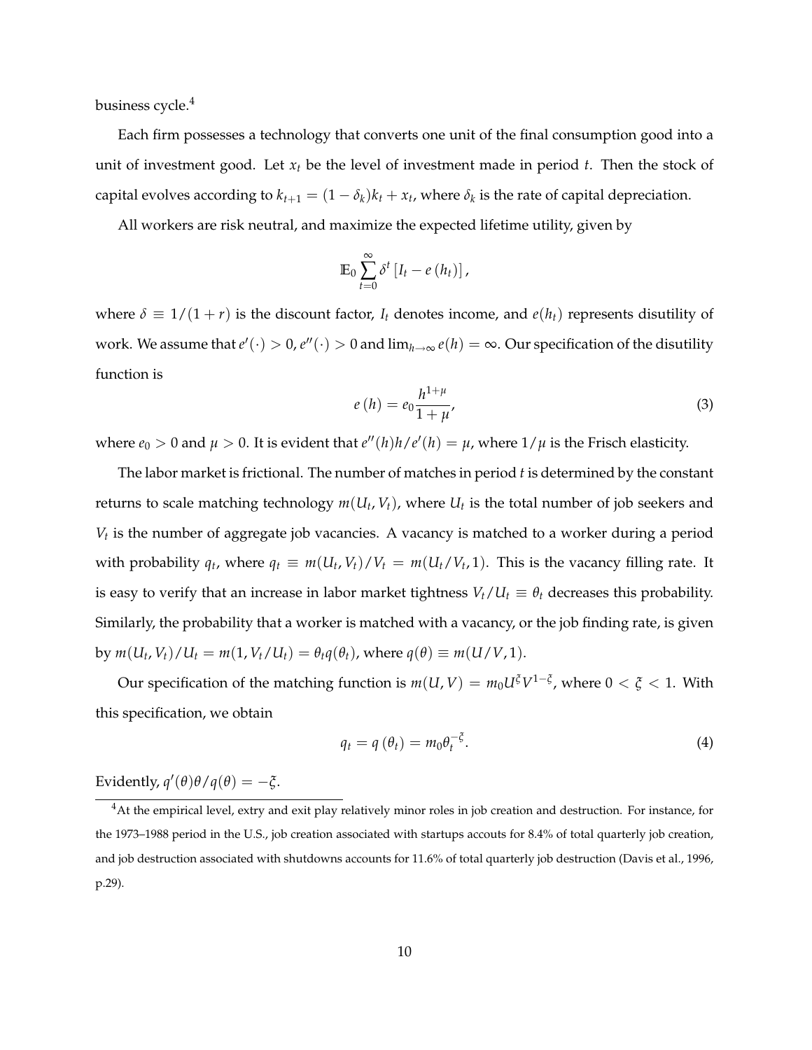business cycle.[4]

Each firm possesses a technology that converts one unit of the final consumption good into a unit of investment good. Let $x_t$ be the level of investment made in period $t$. Then the stock of capital evolves according to $k_{t+1} = (1-\delta_k)k_t + x_t$, where $\delta_k$ is the rate of capital depreciation.

All workers are risk neutral, and maximize the expected lifetime utility, given by

$$\mathbb{E}_0 \sum_{t=0}^{\infty} \delta^t \left[ I_t - e(h_t) \right],$$

where $\delta \equiv 1/(1+r)$ is the discount factor, $I_t$ denotes income, and $e(h_t)$ represents disutility of work. We assume that $e'(\cdot) > 0$, $e''(\cdot) > 0$ and $\lim_{h \to \infty} e(h) = \infty$. Our specification of the disutility function is

$$e(h) = e_0 \frac{h^{1+\mu}}{1+\mu}, \tag{3}$$

where $e_0 > 0$ and $\mu > 0$. It is evident that $e''(h)h/e'(h) = \mu$, where $1/\mu$ is the Frisch elasticity.

The labor market is frictional. The number of matches in period $t$ is determined by the constant returns to scale matching technology $m(U_t, V_t)$, where $U_t$ is the total number of job seekers and $V_t$ is the number of aggregate job vacancies. A vacancy is matched to a worker during a period with probability $q_t$, where $q_t \equiv m(U_t, V_t)/V_t = m(U_t/V_t, 1)$. This is the vacancy filling rate. It is easy to verify that an increase in labor market tightness $V_t/U_t \equiv \theta_t$ decreases this probability. Similarly, the probability that a worker is matched with a vacancy, or the job finding rate, is given by $m(U_t, V_t)/U_t = m(1, V_t/U_t) = \theta_t q(\theta_t)$, where $q(\theta) \equiv m(U/V, 1)$.

Our specification of the matching function is $m(U, V) = m_0 U^{\xi} V^{1-\xi}$, where $0 < \xi < 1$. With this specification, we obtain

$$q_t = q(\theta_t) = m_0 \theta_t^{-\xi}. \tag{4}$$

Evidently, $q'(\theta)\theta/q(\theta) = -\xi$.

[4] At the empirical level, extry and exit play relatively minor roles in job creation and destruction. For instance, for the 1973–1988 period in the U.S., job creation associated with startups accouts for 8.4% of total quarterly job creation, and job destruction associated with shutdowns accounts for 11.6% of total quarterly job destruction (Davis et al., 1996, p.29).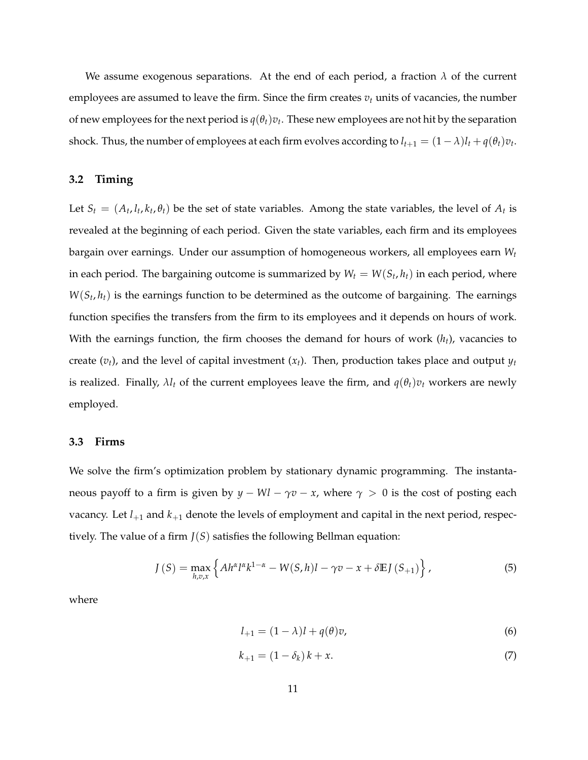We assume exogenous separations. At the end of each period, a fraction $\lambda$ of the current employees are assumed to leave the firm. Since the firm creates $v_t$ units of vacancies, the number of new employees for the next period is $q(\theta_t)v_t$. These new employees are not hit by the separation shock. Thus, the number of employees at each firm evolves according to $l_{t+1} = (1-\lambda)l_t + q(\theta_t)v_t$.

### 3.2 Timing

Let $S_t = (A_t, l_t, k_t, \theta_t)$ be the set of state variables. Among the state variables, the level of $A_t$ is revealed at the beginning of each period. Given the state variables, each firm and its employees bargain over earnings. Under our assumption of homogeneous workers, all employees earn $W_t$ in each period. The bargaining outcome is summarized by $W_t = W(S_t, h_t)$ in each period, where $W(S_t, h_t)$ is the earnings function to be determined as the outcome of bargaining. The earnings function specifies the transfers from the firm to its employees and it depends on hours of work. With the earnings function, the firm chooses the demand for hours of work ($h_t$), vacancies to create ($v_t$), and the level of capital investment ($x_t$). Then, production takes place and output $y_t$ is realized. Finally, $\lambda l_t$ of the current employees leave the firm, and $q(\theta_t)v_t$ workers are newly employed.

### 3.3 Firms

We solve the firm's optimization problem by stationary dynamic programming. The instantaneous payoff to a firm is given by $y - Wl - \gamma v - x$, where $\gamma > 0$ is the cost of posting each vacancy. Let $l_{+1}$ and $k_{+1}$ denote the levels of employment and capital in the next period, respectively. The value of a firm $J(S)$ satisfies the following Bellman equation:

$$J(S) = \max_{h,v,x} \left\{ Ah^{\alpha} l^{\alpha} k^{1-\alpha} - W(S,h)l - \gamma v - x + \delta \mathbb{E} J(S_{+1}) \right\}, \tag{5}$$

where

$$l_{+1} = (1-\lambda)l + q(\theta)v, \tag{6}$$

$$k_{+1} = (1-\delta_k)k + x. \tag{7}$$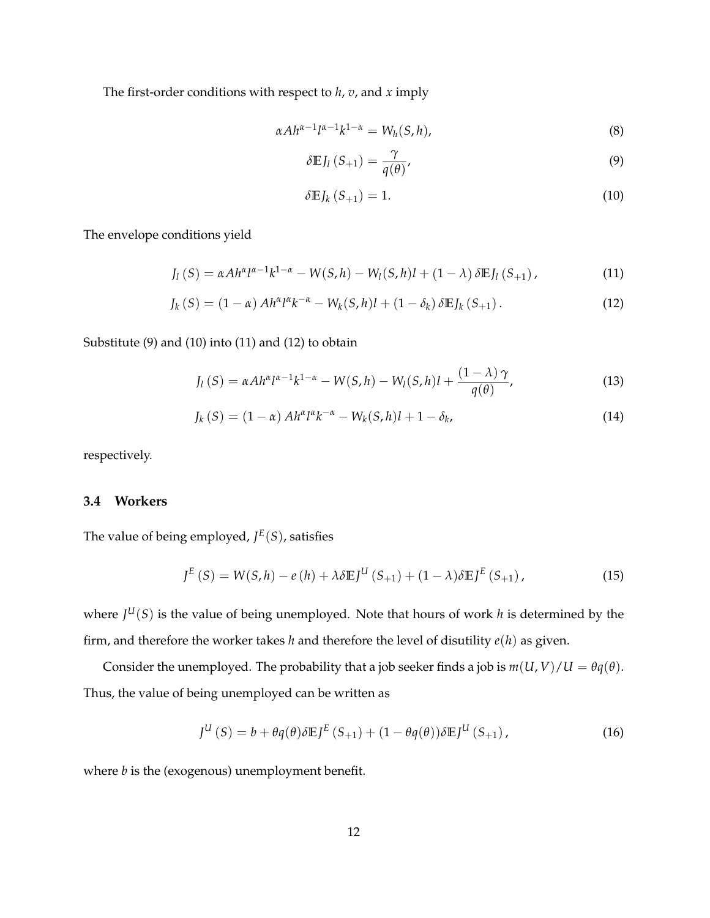The first-order conditions with respect to $h$, $v$, and $x$ imply

$$\alpha A h^{\alpha-1} l^{\alpha-1} k^{1-\alpha} = W_h(S,h), \tag{8}$$

$$\delta \mathbb{E} J_l\left(S_{+1}\right) = \frac{\gamma}{q(\theta)}, \tag{9}$$

$$\delta \mathbb{E} J_k\left(S_{+1}\right) = 1. \tag{10}$$

The envelope conditions yield

$$J_l\left(S\right) = \alpha A h^{\alpha} l^{\alpha-1} k^{1-\alpha} - W(S,h) - W_l(S,h)l + (1-\lambda)\,\delta \mathbb{E} J_l\left(S_{+1}\right), \tag{11}$$

$$J_k\left(S\right) = (1-\alpha)\, A h^{\alpha} l^{\alpha} k^{-\alpha} - W_k(S,h)l + (1-\delta_k)\,\delta \mathbb{E} J_k\left(S_{+1}\right). \tag{12}$$

Substitute (9) and (10) into (11) and (12) to obtain

$$J_l\left(S\right) = \alpha A h^{\alpha} l^{\alpha-1} k^{1-\alpha} - W(S,h) - W_l(S,h)l + \frac{(1-\lambda)\,\gamma}{q(\theta)}, \tag{13}$$

$$J_k\left(S\right) = (1-\alpha)\, A h^{\alpha} l^{\alpha} k^{-\alpha} - W_k(S,h)l + 1 - \delta_k, \tag{14}$$

respectively.

### 3.4 Workers

The value of being employed, $J^E(S)$, satisfies

$$J^E\left(S\right) = W(S,h) - e\left(h\right) + \lambda \delta \mathbb{E} J^U\left(S_{+1}\right) + (1-\lambda)\delta \mathbb{E} J^E\left(S_{+1}\right), \tag{15}$$

where $J^U(S)$ is the value of being unemployed. Note that hours of work $h$ is determined by the firm, and therefore the worker takes $h$ and therefore the level of disutility $e(h)$ as given.

Consider the unemployed. The probability that a job seeker finds a job is $m(U,V)/U = \theta q(\theta)$. Thus, the value of being unemployed can be written as

$$J^U\left(S\right) = b + \theta q(\theta)\delta \mathbb{E} J^E\left(S_{+1}\right) + (1-\theta q(\theta))\delta \mathbb{E} J^U\left(S_{+1}\right), \tag{16}$$

where $b$ is the (exogenous) unemployment benefit.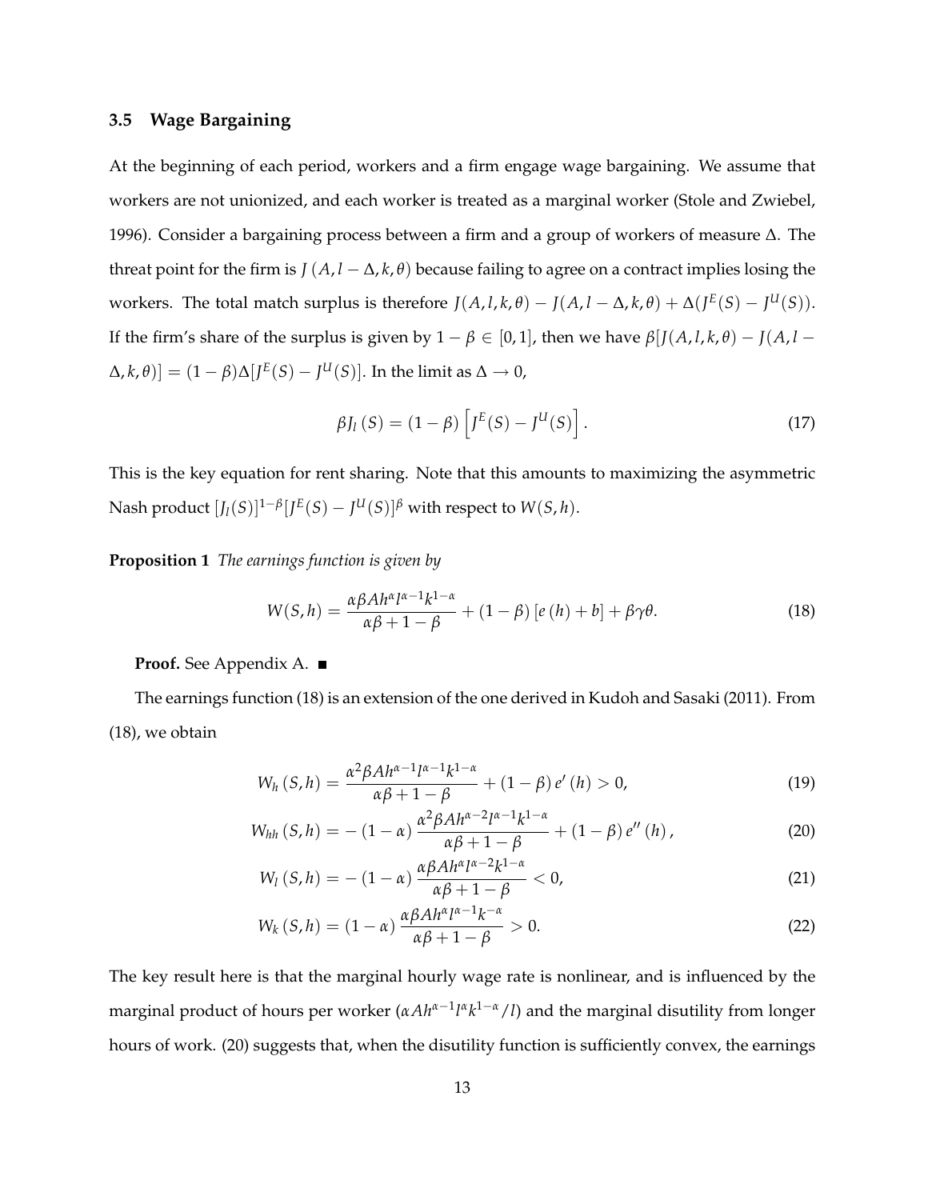### 3.5 Wage Bargaining

At the beginning of each period, workers and a firm engage wage bargaining. We assume that workers are not unionized, and each worker is treated as a marginal worker (Stole and Zwiebel, 1996). Consider a bargaining process between a firm and a group of workers of measure $\Delta$. The threat point for the firm is $J(A, l - \Delta, k, \theta)$ because failing to agree on a contract implies losing the workers. The total match surplus is therefore $J(A, l, k, \theta) - J(A, l - \Delta, k, \theta) + \Delta(J^E(S) - J^U(S))$. If the firm's share of the surplus is given by $1 - \beta \in [0, 1]$, then we have $\beta[J(A, l, k, \theta) - J(A, l - \Delta, k, \theta)] = (1 - \beta)\Delta[J^E(S) - J^U(S)]$. In the limit as $\Delta \to 0$,

$$\beta J_l(S) = (1 - \beta)\left[J^E(S) - J^U(S)\right]. \tag{17}$$

This is the key equation for rent sharing. Note that this amounts to maximizing the asymmetric Nash product $[J_l(S)]^{1-\beta}[J^E(S) - J^U(S)]^{\beta}$ with respect to $W(S, h)$.

**Proposition 1** *The earnings function is given by*

$$W(S, h) = \frac{\alpha \beta A h^{\alpha} l^{\alpha - 1} k^{1-\alpha}}{\alpha \beta + 1 - \beta} + (1 - \beta)\left[e(h) + b\right] + \beta \gamma \theta. \tag{18}$$

**Proof.** See Appendix A. ■

The earnings function (18) is an extension of the one derived in Kudoh and Sasaki (2011). From (18), we obtain

$$W_h(S, h) = \frac{\alpha^2 \beta A h^{\alpha-1} l^{\alpha-1} k^{1-\alpha}}{\alpha\beta + 1 - \beta} + (1 - \beta) e'(h) > 0, \tag{19}$$

$$W_{hh}(S, h) = -(1 - \alpha)\frac{\alpha^2 \beta A h^{\alpha-2} l^{\alpha-1} k^{1-\alpha}}{\alpha\beta + 1 - \beta} + (1 - \beta) e''(h), \tag{20}$$

$$W_l(S, h) = -(1 - \alpha)\frac{\alpha \beta A h^{\alpha} l^{\alpha-2} k^{1-\alpha}}{\alpha\beta + 1 - \beta} < 0, \tag{21}$$

$$W_k(S, h) = (1 - \alpha)\frac{\alpha \beta A h^{\alpha} l^{\alpha-1} k^{-\alpha}}{\alpha\beta + 1 - \beta} > 0. \tag{22}$$

The key result here is that the marginal hourly wage rate is nonlinear, and is influenced by the marginal product of hours per worker ($\alpha A h^{\alpha-1} l^{\alpha} k^{1-\alpha}/l$) and the marginal disutility from longer hours of work. (20) suggests that, when the disutility function is sufficiently convex, the earnings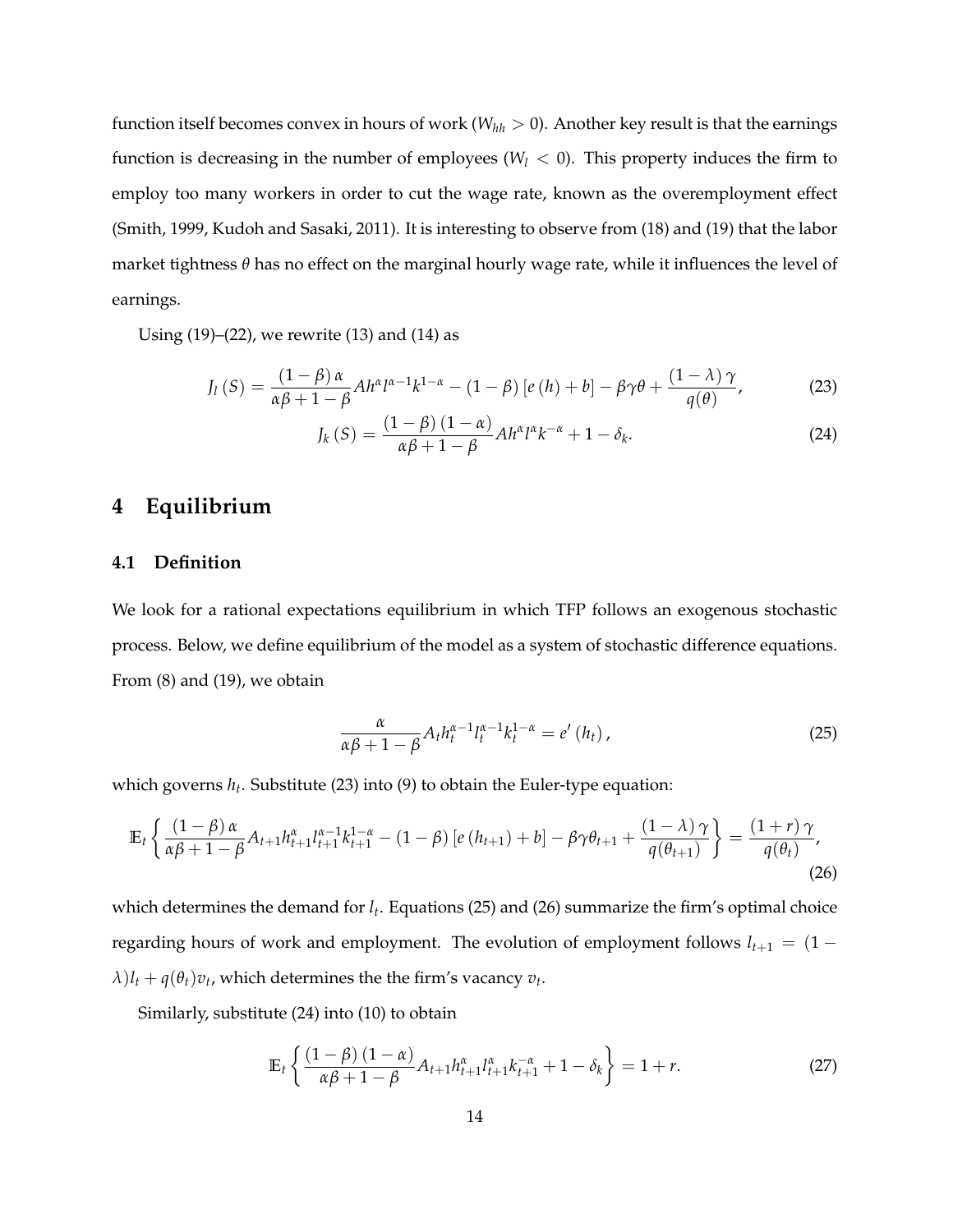function itself becomes convex in hours of work ($W_{hh} > 0$). Another key result is that the earnings function is decreasing in the number of employees ($W_l < 0$). This property induces the firm to employ too many workers in order to cut the wage rate, known as the overemployment effect (Smith, 1999, Kudoh and Sasaki, 2011). It is interesting to observe from (18) and (19) that the labor market tightness $\theta$ has no effect on the marginal hourly wage rate, while it influences the level of earnings.

Using (19)–(22), we rewrite (13) and (14) as

$$J_l(S) = \frac{(1-\beta)\alpha}{\alpha\beta + 1 - \beta} A h^{\alpha} l^{\alpha-1} k^{1-\alpha} - (1-\beta)[e(h) + b] - \beta\gamma\theta + \frac{(1-\lambda)\gamma}{q(\theta)}, \tag{23}$$

$$J_k(S) = \frac{(1-\beta)(1-\alpha)}{\alpha\beta + 1 - \beta} A h^{\alpha} l^{\alpha} k^{-\alpha} + 1 - \delta_k. \tag{24}$$

# 4 Equilibrium

## 4.1 Definition

We look for a rational expectations equilibrium in which TFP follows an exogenous stochastic process. Below, we define equilibrium of the model as a system of stochastic difference equations. From (8) and (19), we obtain

$$\frac{\alpha}{\alpha\beta + 1 - \beta} A_t h_t^{\alpha-1} l_t^{\alpha-1} k_t^{1-\alpha} = e'(h_t), \tag{25}$$

which governs $h_t$. Substitute (23) into (9) to obtain the Euler-type equation:

$$\mathbb{E}_t \left\{ \frac{(1-\beta)\alpha}{\alpha\beta + 1 - \beta} A_{t+1} h_{t+1}^{\alpha} l_{t+1}^{\alpha-1} k_{t+1}^{1-\alpha} - (1-\beta)[e(h_{t+1}) + b] - \beta\gamma\theta_{t+1} + \frac{(1-\lambda)\gamma}{q(\theta_{t+1})} \right\} = \frac{(1+r)\gamma}{q(\theta_t)}, \tag{26}$$

which determines the demand for $l_t$. Equations (25) and (26) summarize the firm's optimal choice regarding hours of work and employment. The evolution of employment follows $l_{t+1} = (1-\lambda)l_t + q(\theta_t)v_t$, which determines the the firm's vacancy $v_t$.

Similarly, substitute (24) into (10) to obtain

$$\mathbb{E}_t \left\{ \frac{(1-\beta)(1-\alpha)}{\alpha\beta + 1 - \beta} A_{t+1} h_{t+1}^{\alpha} l_{t+1}^{\alpha} k_{t+1}^{-\alpha} + 1 - \delta_k \right\} = 1 + r. \tag{27}$$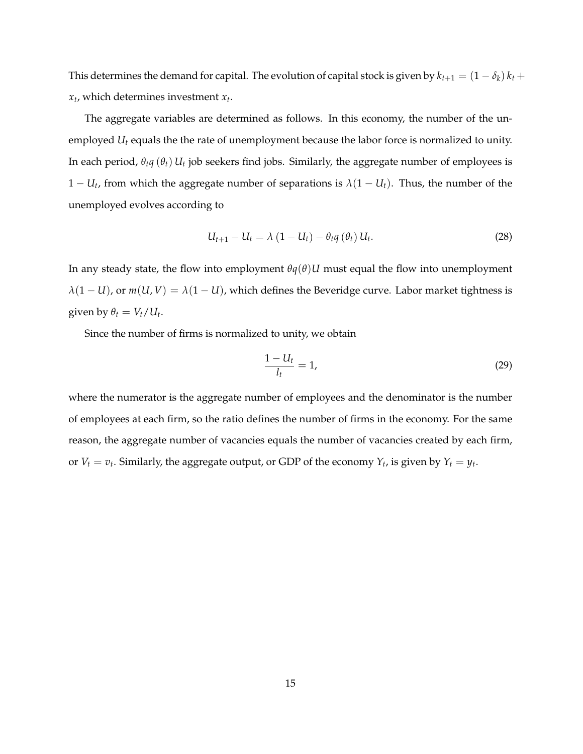This determines the demand for capital. The evolution of capital stock is given by $k_{t+1} = (1 - \delta_k) k_t + x_t$, which determines investment $x_t$.

The aggregate variables are determined as follows. In this economy, the number of the unemployed $U_t$ equals the the rate of unemployment because the labor force is normalized to unity. In each period, $\theta_t q(\theta_t) U_t$ job seekers find jobs. Similarly, the aggregate number of employees is $1 - U_t$, from which the aggregate number of separations is $\lambda(1 - U_t)$. Thus, the number of the unemployed evolves according to

$$U_{t+1} - U_t = \lambda (1 - U_t) - \theta_t q(\theta_t) U_t. \tag{28}$$

In any steady state, the flow into employment $\theta q(\theta) U$ must equal the flow into unemployment $\lambda(1 - U)$, or $m(U, V) = \lambda(1 - U)$, which defines the Beveridge curve. Labor market tightness is given by $\theta_t = V_t / U_t$.

Since the number of firms is normalized to unity, we obtain

$$\frac{1 - U_t}{l_t} = 1, \tag{29}$$

where the numerator is the aggregate number of employees and the denominator is the number of employees at each firm, so the ratio defines the number of firms in the economy. For the same reason, the aggregate number of vacancies equals the number of vacancies created by each firm, or $V_t = v_t$. Similarly, the aggregate output, or GDP of the economy $Y_t$, is given by $Y_t = y_t$.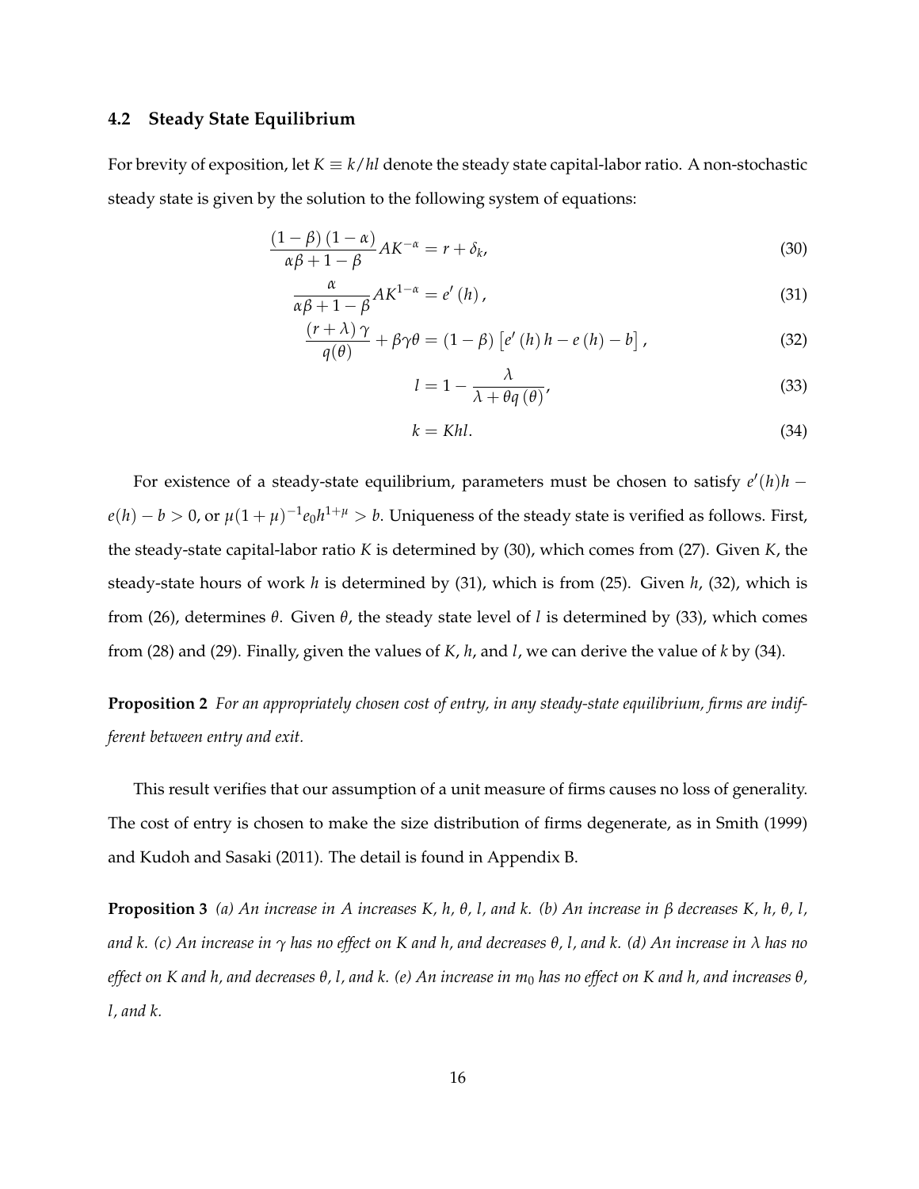### 4.2 Steady State Equilibrium

For brevity of exposition, let $K \equiv k/hl$ denote the steady state capital-labor ratio. A non-stochastic steady state is given by the solution to the following system of equations:

$$\frac{(1-\beta)(1-\alpha)}{\alpha\beta+1-\beta} A K^{-\alpha} = r + \delta_k, \tag{30}$$

$$\frac{\alpha}{\alpha\beta+1-\beta} A K^{1-\alpha} = e'(h), \tag{31}$$

$$\frac{(r+\lambda)\gamma}{q(\theta)} + \beta\gamma\theta = (1-\beta)\left[e'(h)h - e(h) - b\right], \tag{32}$$

$$l = 1 - \frac{\lambda}{\lambda + \theta q(\theta)}, \tag{33}$$

$$k = Khl. \tag{34}$$

For existence of a steady-state equilibrium, parameters must be chosen to satisfy $e'(h)h - e(h) - b > 0$, or $\mu(1+\mu)^{-1}e_0 h^{1+\mu} > b$. Uniqueness of the steady state is verified as follows. First, the steady-state capital-labor ratio $K$ is determined by (30), which comes from (27). Given $K$, the steady-state hours of work $h$ is determined by (31), which is from (25). Given $h$, (32), which is from (26), determines $\theta$. Given $\theta$, the steady state level of $l$ is determined by (33), which comes from (28) and (29). Finally, given the values of $K$, $h$, and $l$, we can derive the value of $k$ by (34).

**Proposition 2** *For an appropriately chosen cost of entry, in any steady-state equilibrium, firms are indifferent between entry and exit.*

This result verifies that our assumption of a unit measure of firms causes no loss of generality. The cost of entry is chosen to make the size distribution of firms degenerate, as in Smith (1999) and Kudoh and Sasaki (2011). The detail is found in Appendix B.

**Proposition 3** *(a) An increase in $A$ increases $K$, $h$, $\theta$, $l$, and $k$. (b) An increase in $\beta$ decreases $K$, $h$, $\theta$, $l$, and $k$. (c) An increase in $\gamma$ has no effect on $K$ and $h$, and decreases $\theta$, $l$, and $k$. (d) An increase in $\lambda$ has no effect on $K$ and $h$, and decreases $\theta$, $l$, and $k$. (e) An increase in $m_0$ has no effect on $K$ and $h$, and increases $\theta$, $l$, and $k$.*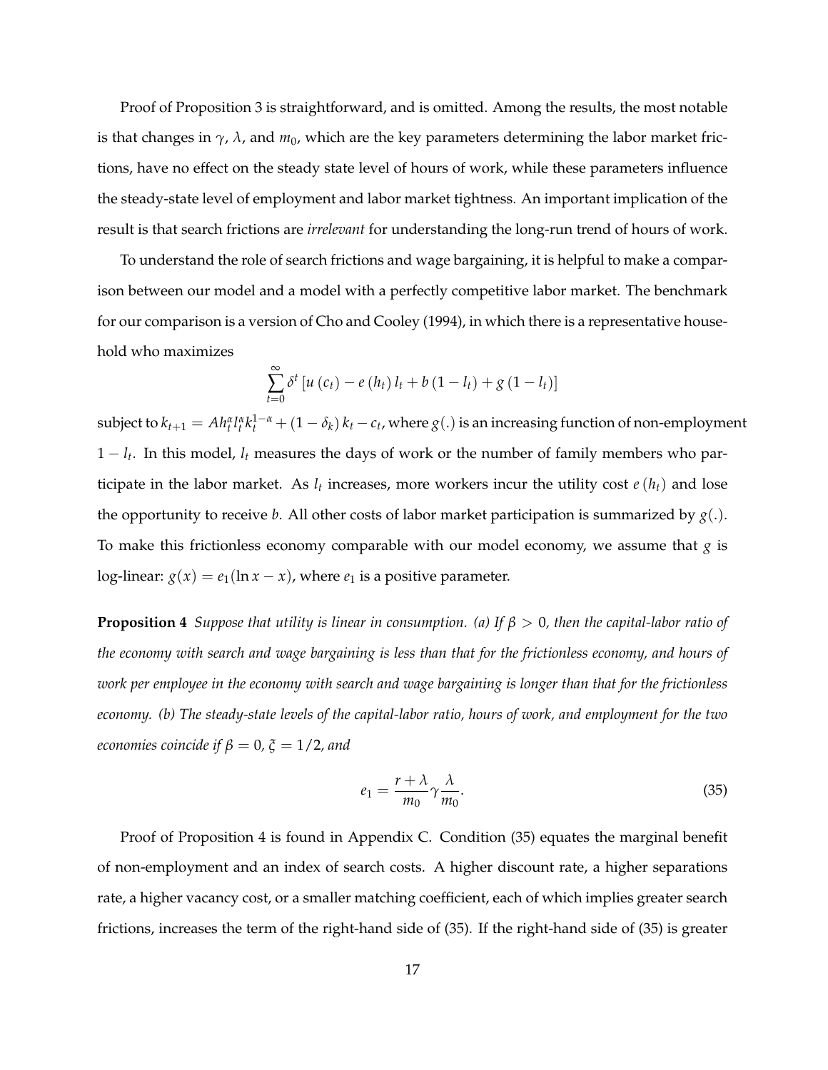Proof of Proposition 3 is straightforward, and is omitted. Among the results, the most notable is that changes in $\gamma$, $\lambda$, and $m_0$, which are the key parameters determining the labor market frictions, have no effect on the steady state level of hours of work, while these parameters influence the steady-state level of employment and labor market tightness. An important implication of the result is that search frictions are *irrelevant* for understanding the long-run trend of hours of work.

To understand the role of search frictions and wage bargaining, it is helpful to make a comparison between our model and a model with a perfectly competitive labor market. The benchmark for our comparison is a version of Cho and Cooley (1994), in which there is a representative household who maximizes

$$\sum_{t=0}^{\infty} \delta^t \left[ u\left(c_t\right) - e\left(h_t\right) l_t + b\left(1 - l_t\right) + g\left(1 - l_t\right) \right]$$

subject to $k_{t+1} = A h_t^{\alpha} l_t^{\alpha} k_t^{1-\alpha} + \left(1 - \delta_k\right) k_t - c_t$, where $g(.)$ is an increasing function of non-employment $1 - l_t$. In this model, $l_t$ measures the days of work or the number of family members who participate in the labor market. As $l_t$ increases, more workers incur the utility cost $e\left(h_t\right)$ and lose the opportunity to receive $b$. All other costs of labor market participation is summarized by $g(.)$. To make this frictionless economy comparable with our model economy, we assume that $g$ is log-linear: $g(x) = e_1(\ln x - x)$, where $e_1$ is a positive parameter.

**Proposition 4** *Suppose that utility is linear in consumption. (a) If $\beta > 0$, then the capital-labor ratio of the economy with search and wage bargaining is less than that for the frictionless economy, and hours of work per employee in the economy with search and wage bargaining is longer than that for the frictionless economy. (b) The steady-state levels of the capital-labor ratio, hours of work, and employment for the two economies coincide if $\beta = 0$, $\xi = 1/2$, and*

$$e_1 = \frac{r + \lambda}{m_0} \gamma \frac{\lambda}{m_0}. \tag{35}$$

Proof of Proposition 4 is found in Appendix C. Condition (35) equates the marginal benefit of non-employment and an index of search costs. A higher discount rate, a higher separations rate, a higher vacancy cost, or a smaller matching coefficient, each of which implies greater search frictions, increases the term of the right-hand side of (35). If the right-hand side of (35) is greater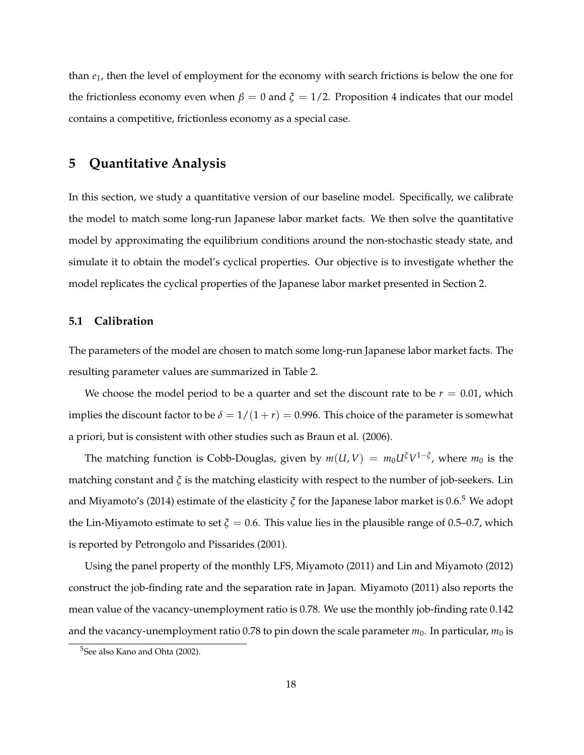than $e_1$, then the level of employment for the economy with search frictions is below the one for the frictionless economy even when $\beta = 0$ and $\xi = 1/2$. Proposition 4 indicates that our model contains a competitive, frictionless economy as a special case.

# 5 Quantitative Analysis

In this section, we study a quantitative version of our baseline model. Specifically, we calibrate the model to match some long-run Japanese labor market facts. We then solve the quantitative model by approximating the equilibrium conditions around the non-stochastic steady state, and simulate it to obtain the model's cyclical properties. Our objective is to investigate whether the model replicates the cyclical properties of the Japanese labor market presented in Section 2.

## 5.1 Calibration

The parameters of the model are chosen to match some long-run Japanese labor market facts. The resulting parameter values are summarized in Table 2.

We choose the model period to be a quarter and set the discount rate to be $r = 0.01$, which implies the discount factor to be $\delta = 1/(1 + r) = 0.996$. This choice of the parameter is somewhat a priori, but is consistent with other studies such as Braun et al. (2006).

The matching function is Cobb-Douglas, given by $m(U, V) = m_0 U^{\xi} V^{1-\xi}$, where $m_0$ is the matching constant and $\xi$ is the matching elasticity with respect to the number of job-seekers. Lin and Miyamoto's (2014) estimate of the elasticity $\xi$ for the Japanese labor market is 0.6.[5] We adopt the Lin-Miyamoto estimate to set $\xi = 0.6$. This value lies in the plausible range of 0.5–0.7, which is reported by Petrongolo and Pissarides (2001).

Using the panel property of the monthly LFS, Miyamoto (2011) and Lin and Miyamoto (2012) construct the job-finding rate and the separation rate in Japan. Miyamoto (2011) also reports the mean value of the vacancy-unemployment ratio is 0.78. We use the monthly job-finding rate 0.142 and the vacancy-unemployment ratio 0.78 to pin down the scale parameter $m_0$. In particular, $m_0$ is

[5] See also Kano and Ohta (2002).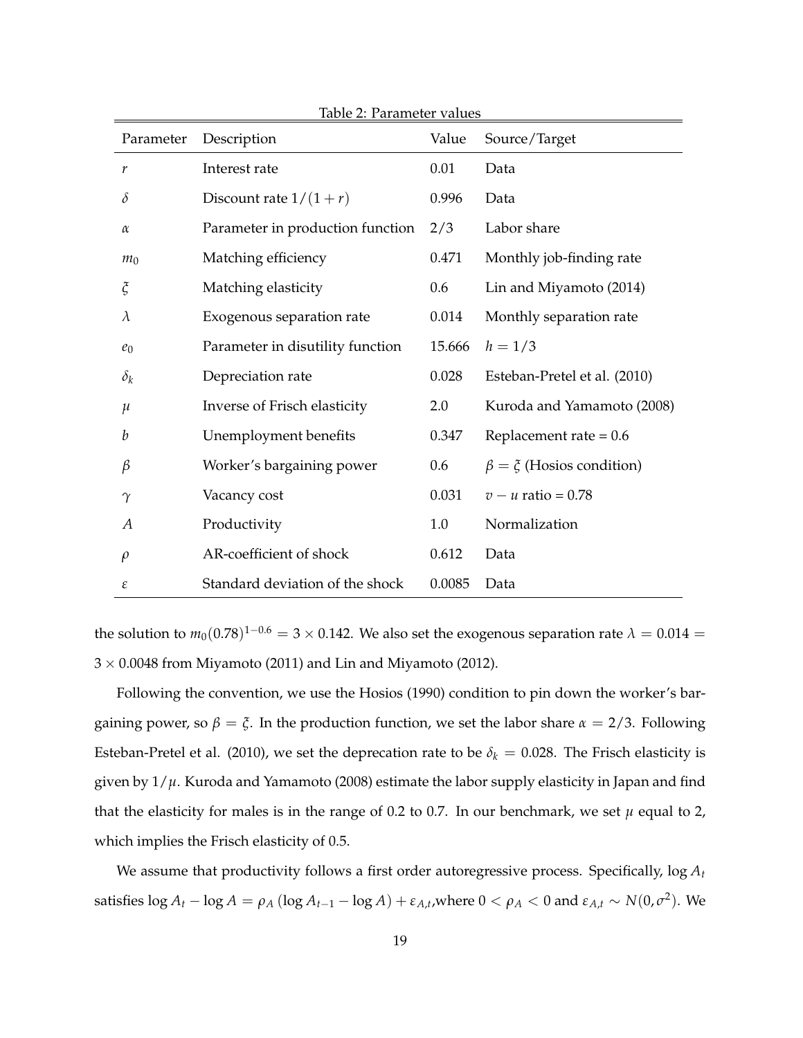Table 2: Parameter values

| Parameter | Description | Value | Source/Target |
|---|---|---|---|
| $r$ | Interest rate | 0.01 | Data |
| $\delta$ | Discount rate $1/(1+r)$ | 0.996 | Data |
| $\alpha$ | Parameter in production function | 2/3 | Labor share |
| $m_0$ | Matching efficiency | 0.471 | Monthly job-finding rate |
| $\xi$ | Matching elasticity | 0.6 | Lin and Miyamoto (2014) |
| $\lambda$ | Exogenous separation rate | 0.014 | Monthly separation rate |
| $e_0$ | Parameter in disutility function | 15.666 | $h = 1/3$ |
| $\delta_k$ | Depreciation rate | 0.028 | Esteban-Pretel et al. (2010) |
| $\mu$ | Inverse of Frisch elasticity | 2.0 | Kuroda and Yamamoto (2008) |
| $b$ | Unemployment benefits | 0.347 | Replacement rate = 0.6 |
| $\beta$ | Worker's bargaining power | 0.6 | $\beta = \xi$ (Hosios condition) |
| $\gamma$ | Vacancy cost | 0.031 | $v - u$ ratio = 0.78 |
| $A$ | Productivity | 1.0 | Normalization |
| $\rho$ | AR-coefficient of shock | 0.612 | Data |
| $\varepsilon$ | Standard deviation of the shock | 0.0085 | Data |

the solution to $m_0(0.78)^{1-0.6} = 3 \times 0.142$. We also set the exogenous separation rate $\lambda = 0.014 = 3 \times 0.0048$ from Miyamoto (2011) and Lin and Miyamoto (2012).

Following the convention, we use the Hosios (1990) condition to pin down the worker's bargaining power, so $\beta = \xi$. In the production function, we set the labor share $\alpha = 2/3$. Following Esteban-Pretel et al. (2010), we set the deprecation rate to be $\delta_k = 0.028$. The Frisch elasticity is given by $1/\mu$. Kuroda and Yamamoto (2008) estimate the labor supply elasticity in Japan and find that the elasticity for males is in the range of 0.2 to 0.7. In our benchmark, we set $\mu$ equal to 2, which implies the Frisch elasticity of 0.5.

We assume that productivity follows a first order autoregressive process. Specifically, $\log A_t$ satisfies $\log A_t - \log A = \rho_A (\log A_{t-1} - \log A) + \varepsilon_{A,t}$,where $0 < \rho_A < 0$ and $\varepsilon_{A,t} \sim N(0, \sigma^2)$. We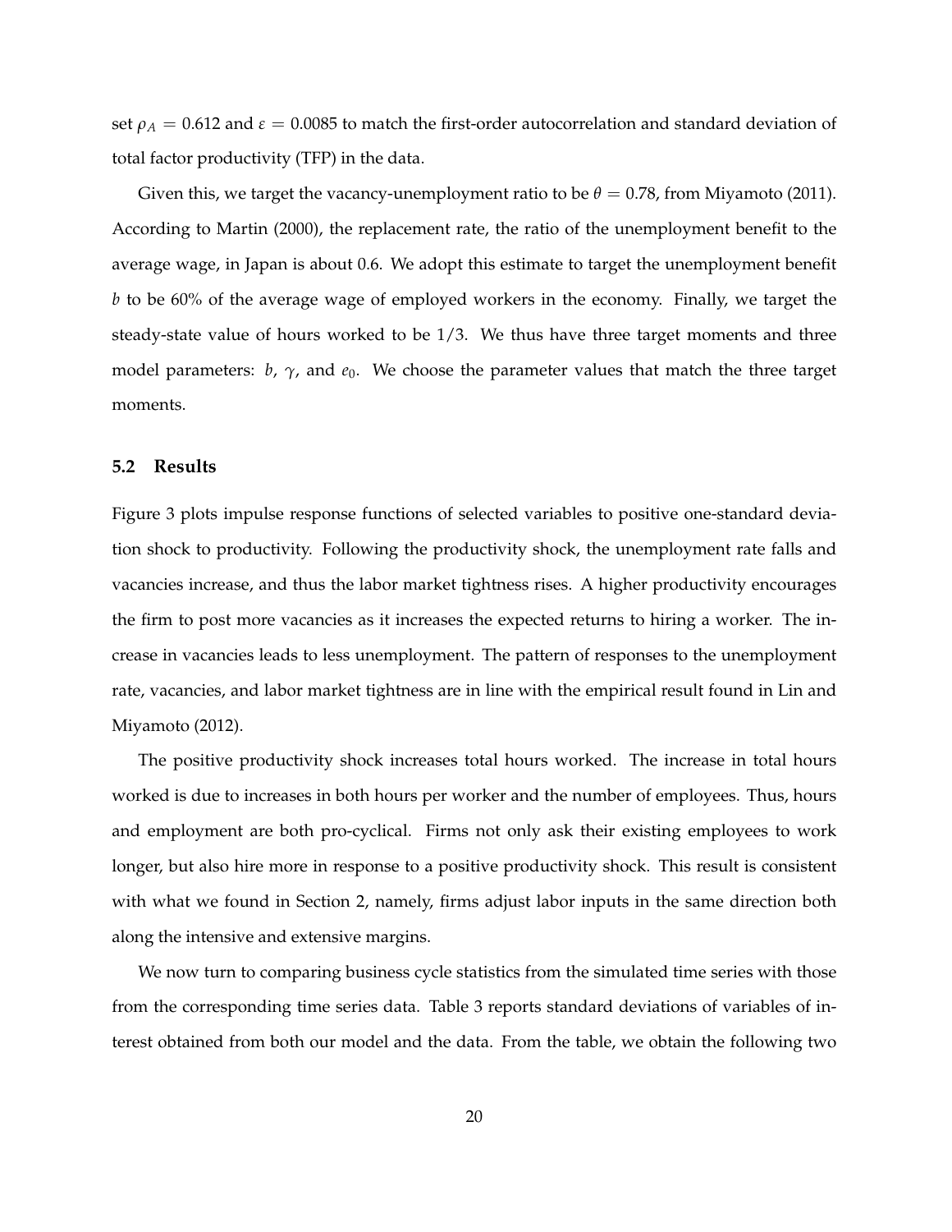set $\rho_A = 0.612$ and $\varepsilon = 0.0085$ to match the first-order autocorrelation and standard deviation of total factor productivity (TFP) in the data.

Given this, we target the vacancy-unemployment ratio to be $\theta = 0.78$, from Miyamoto (2011). According to Martin (2000), the replacement rate, the ratio of the unemployment benefit to the average wage, in Japan is about 0.6. We adopt this estimate to target the unemployment benefit $b$ to be 60% of the average wage of employed workers in the economy. Finally, we target the steady-state value of hours worked to be 1/3. We thus have three target moments and three model parameters: $b$, $\gamma$, and $e_0$. We choose the parameter values that match the three target moments.

### 5.2 Results

Figure 3 plots impulse response functions of selected variables to positive one-standard deviation shock to productivity. Following the productivity shock, the unemployment rate falls and vacancies increase, and thus the labor market tightness rises. A higher productivity encourages the firm to post more vacancies as it increases the expected returns to hiring a worker. The increase in vacancies leads to less unemployment. The pattern of responses to the unemployment rate, vacancies, and labor market tightness are in line with the empirical result found in Lin and Miyamoto (2012).

The positive productivity shock increases total hours worked. The increase in total hours worked is due to increases in both hours per worker and the number of employees. Thus, hours and employment are both pro-cyclical. Firms not only ask their existing employees to work longer, but also hire more in response to a positive productivity shock. This result is consistent with what we found in Section 2, namely, firms adjust labor inputs in the same direction both along the intensive and extensive margins.

We now turn to comparing business cycle statistics from the simulated time series with those from the corresponding time series data. Table 3 reports standard deviations of variables of interest obtained from both our model and the data. From the table, we obtain the following two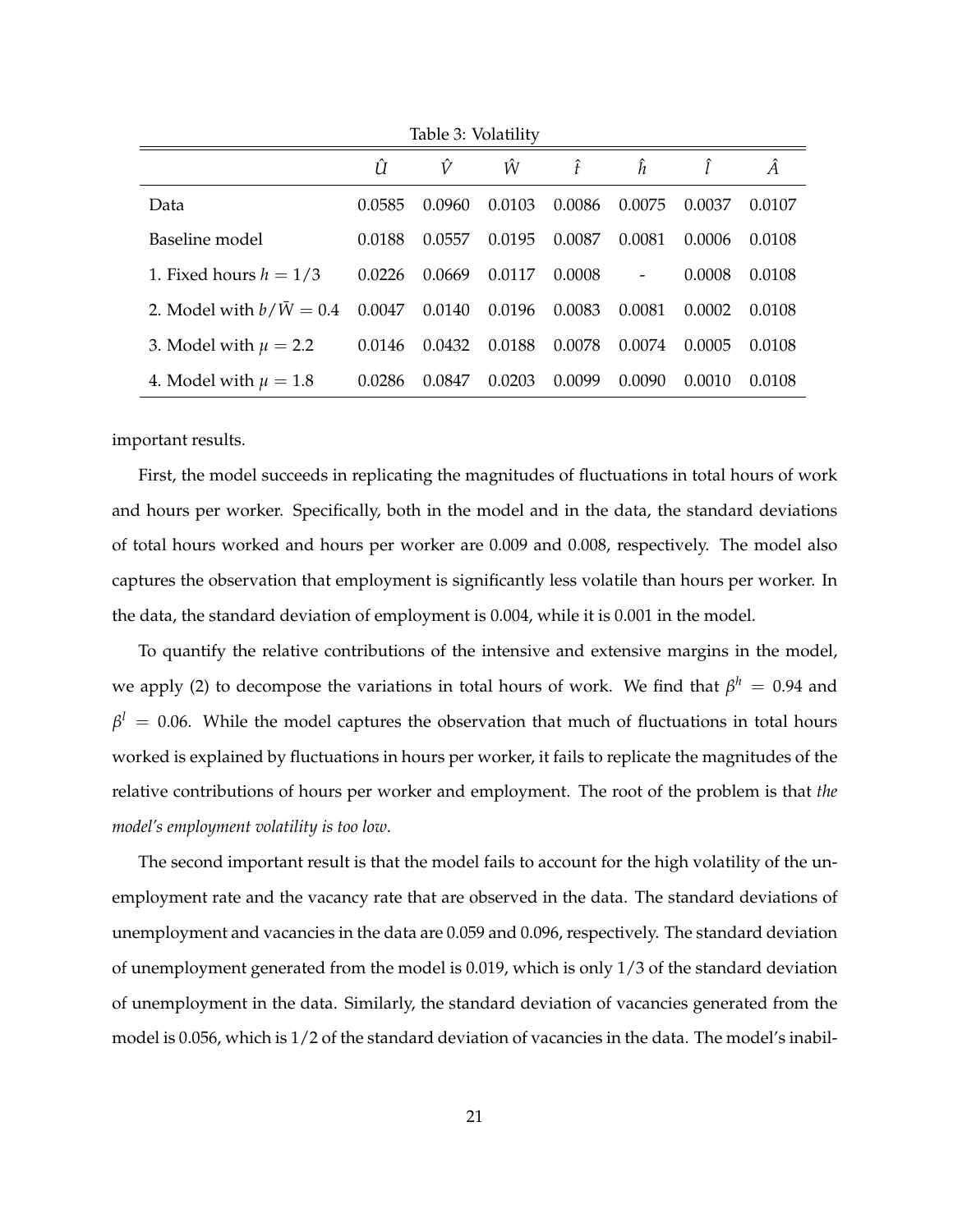Table 3: Volatility

| | $\hat{U}$ | $\hat{V}$ | $\hat{W}$ | $\hat{t}$ | $\hat{h}$ | $\hat{l}$ | $\hat{A}$ |
|---|---|---|---|---|---|---|---|
| Data | 0.0585 | 0.0960 | 0.0103 | 0.0086 | 0.0075 | 0.0037 | 0.0107 |
| Baseline model | 0.0188 | 0.0557 | 0.0195 | 0.0087 | 0.0081 | 0.0006 | 0.0108 |
| 1. Fixed hours $h = 1/3$ | 0.0226 | 0.0669 | 0.0117 | 0.0008 | - | 0.0008 | 0.0108 |
| 2. Model with $b/\bar{W} = 0.4$ | 0.0047 | 0.0140 | 0.0196 | 0.0083 | 0.0081 | 0.0002 | 0.0108 |
| 3. Model with $\mu = 2.2$ | 0.0146 | 0.0432 | 0.0188 | 0.0078 | 0.0074 | 0.0005 | 0.0108 |
| 4. Model with $\mu = 1.8$ | 0.0286 | 0.0847 | 0.0203 | 0.0099 | 0.0090 | 0.0010 | 0.0108 |

important results.

First, the model succeeds in replicating the magnitudes of fluctuations in total hours of work and hours per worker. Specifically, both in the model and in the data, the standard deviations of total hours worked and hours per worker are 0.009 and 0.008, respectively. The model also captures the observation that employment is significantly less volatile than hours per worker. In the data, the standard deviation of employment is 0.004, while it is 0.001 in the model.

To quantify the relative contributions of the intensive and extensive margins in the model, we apply (2) to decompose the variations in total hours of work. We find that $\beta^h = 0.94$ and $\beta^l = 0.06$. While the model captures the observation that much of fluctuations in total hours worked is explained by fluctuations in hours per worker, it fails to replicate the magnitudes of the relative contributions of hours per worker and employment. The root of the problem is that *the model's employment volatility is too low*.

The second important result is that the model fails to account for the high volatility of the unemployment rate and the vacancy rate that are observed in the data. The standard deviations of unemployment and vacancies in the data are 0.059 and 0.096, respectively. The standard deviation of unemployment generated from the model is 0.019, which is only 1/3 of the standard deviation of unemployment in the data. Similarly, the standard deviation of vacancies generated from the model is 0.056, which is 1/2 of the standard deviation of vacancies in the data. The model's inabil-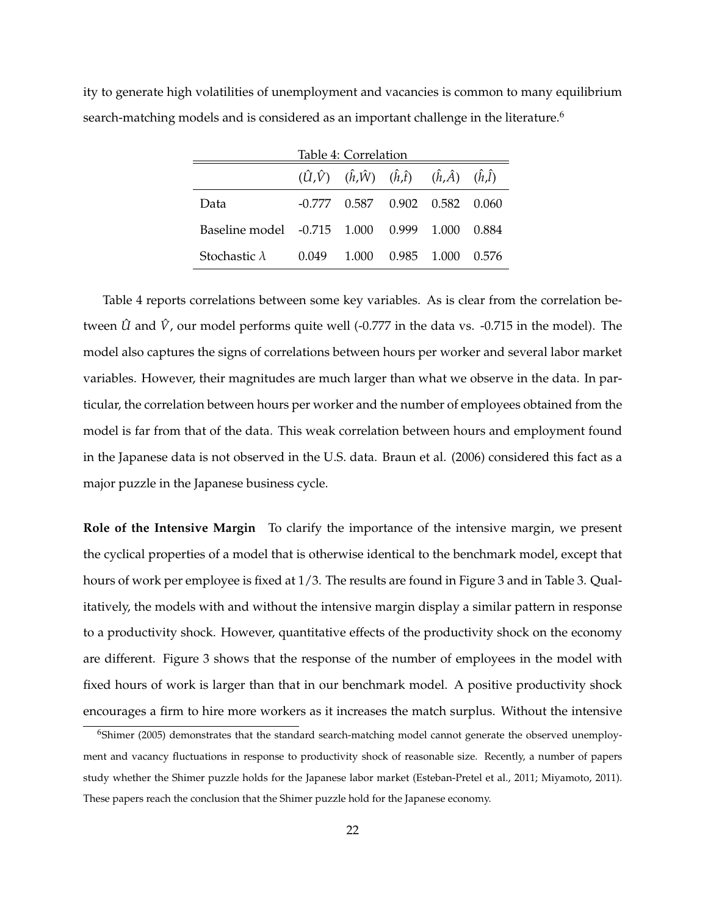ity to generate high volatilities of unemployment and vacancies is common to many equilibrium search-matching models and is considered as an important challenge in the literature.[6]

Table 4: Correlation

| | $(\hat{U},\hat{V})$ | $(\hat{h},\hat{W})$ | $(\hat{h},\hat{t})$ | $(\hat{h},\hat{A})$ | $(\hat{h},\hat{l})$ |
|---|---|---|---|---|---|
| Data | -0.777 | 0.587 | 0.902 | 0.582 | 0.060 |
| Baseline model | -0.715 | 1.000 | 0.999 | 1.000 | 0.884 |
| Stochastic $\lambda$ | 0.049 | 1.000 | 0.985 | 1.000 | 0.576 |

Table 4 reports correlations between some key variables. As is clear from the correlation between $\hat{U}$ and $\hat{V}$, our model performs quite well (-0.777 in the data vs. -0.715 in the model). The model also captures the signs of correlations between hours per worker and several labor market variables. However, their magnitudes are much larger than what we observe in the data. In particular, the correlation between hours per worker and the number of employees obtained from the model is far from that of the data. This weak correlation between hours and employment found in the Japanese data is not observed in the U.S. data. Braun et al. (2006) considered this fact as a major puzzle in the Japanese business cycle.

**Role of the Intensive Margin** To clarify the importance of the intensive margin, we present the cyclical properties of a model that is otherwise identical to the benchmark model, except that hours of work per employee is fixed at $1/3$. The results are found in Figure 3 and in Table 3. Qualitatively, the models with and without the intensive margin display a similar pattern in response to a productivity shock. However, quantitative effects of the productivity shock on the economy are different. Figure 3 shows that the response of the number of employees in the model with fixed hours of work is larger than that in our benchmark model. A positive productivity shock encourages a firm to hire more workers as it increases the match surplus. Without the intensive

[6] Shimer (2005) demonstrates that the standard search-matching model cannot generate the observed unemployment and vacancy fluctuations in response to productivity shock of reasonable size. Recently, a number of papers study whether the Shimer puzzle holds for the Japanese labor market (Esteban-Pretel et al., 2011; Miyamoto, 2011). These papers reach the conclusion that the Shimer puzzle hold for the Japanese economy.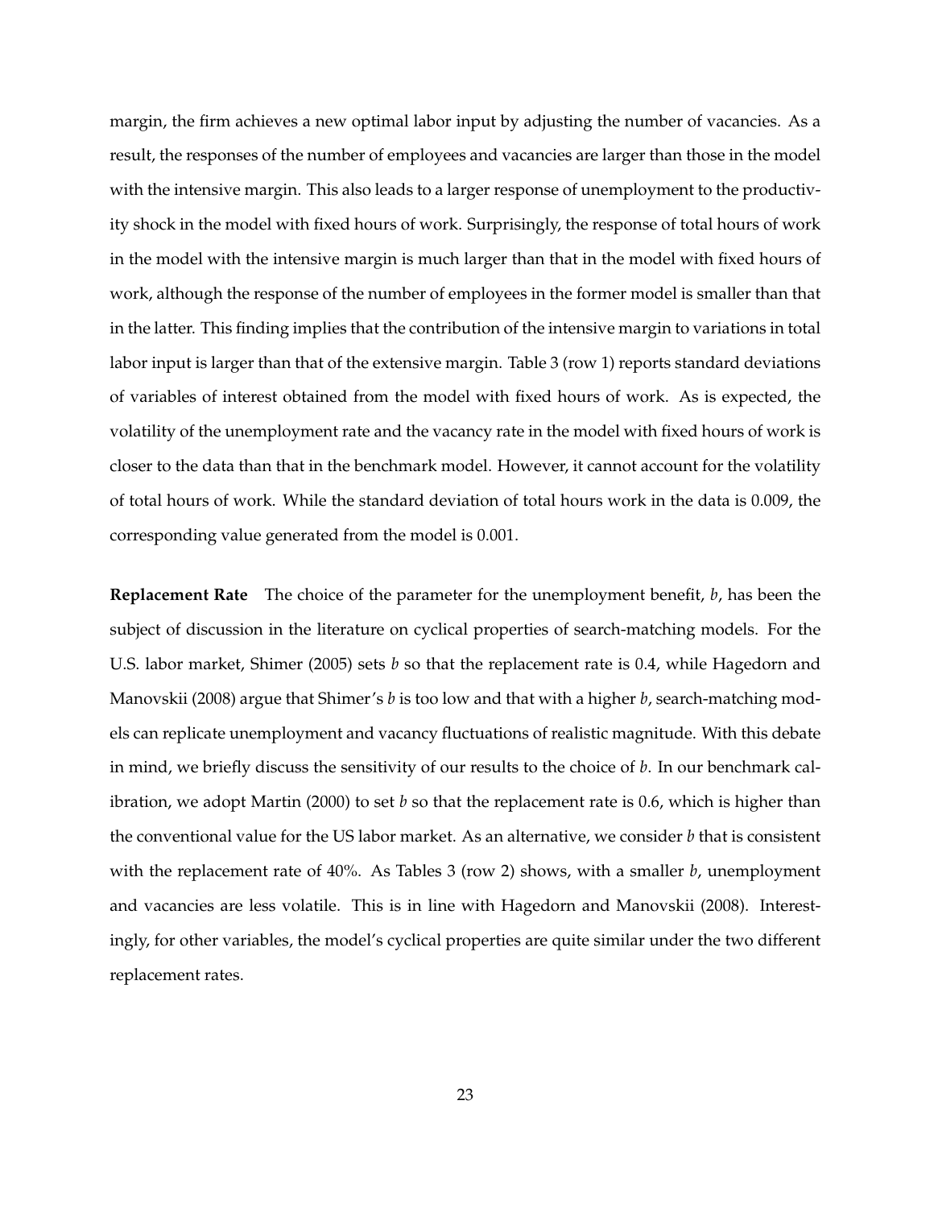margin, the firm achieves a new optimal labor input by adjusting the number of vacancies. As a result, the responses of the number of employees and vacancies are larger than those in the model with the intensive margin. This also leads to a larger response of unemployment to the productivity shock in the model with fixed hours of work. Surprisingly, the response of total hours of work in the model with the intensive margin is much larger than that in the model with fixed hours of work, although the response of the number of employees in the former model is smaller than that in the latter. This finding implies that the contribution of the intensive margin to variations in total labor input is larger than that of the extensive margin. Table 3 (row 1) reports standard deviations of variables of interest obtained from the model with fixed hours of work. As is expected, the volatility of the unemployment rate and the vacancy rate in the model with fixed hours of work is closer to the data than that in the benchmark model. However, it cannot account for the volatility of total hours of work. While the standard deviation of total hours work in the data is 0.009, the corresponding value generated from the model is 0.001.

**Replacement Rate** The choice of the parameter for the unemployment benefit, $b$, has been the subject of discussion in the literature on cyclical properties of search-matching models. For the U.S. labor market, Shimer (2005) sets $b$ so that the replacement rate is 0.4, while Hagedorn and Manovskii (2008) argue that Shimer's $b$ is too low and that with a higher $b$, search-matching models can replicate unemployment and vacancy fluctuations of realistic magnitude. With this debate in mind, we briefly discuss the sensitivity of our results to the choice of $b$. In our benchmark calibration, we adopt Martin (2000) to set $b$ so that the replacement rate is 0.6, which is higher than the conventional value for the US labor market. As an alternative, we consider $b$ that is consistent with the replacement rate of 40%. As Tables 3 (row 2) shows, with a smaller $b$, unemployment and vacancies are less volatile. This is in line with Hagedorn and Manovskii (2008). Interestingly, for other variables, the model's cyclical properties are quite similar under the two different replacement rates.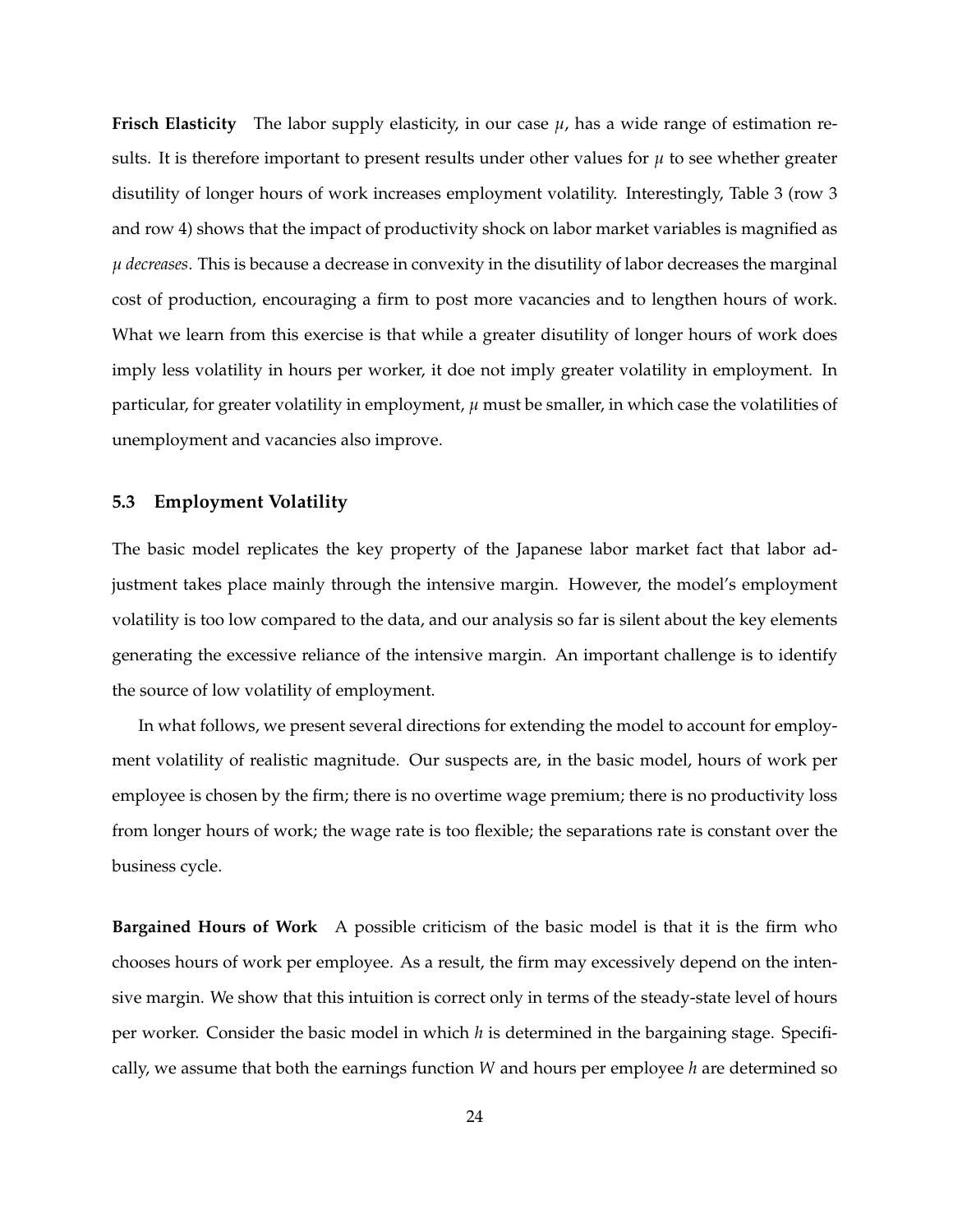**Frisch Elasticity** The labor supply elasticity, in our case $\mu$, has a wide range of estimation results. It is therefore important to present results under other values for $\mu$ to see whether greater disutility of longer hours of work increases employment volatility. Interestingly, Table 3 (row 3 and row 4) shows that the impact of productivity shock on labor market variables is magnified as *$\mu$ decreases*. This is because a decrease in convexity in the disutility of labor decreases the marginal cost of production, encouraging a firm to post more vacancies and to lengthen hours of work. What we learn from this exercise is that while a greater disutility of longer hours of work does imply less volatility in hours per worker, it doe not imply greater volatility in employment. In particular, for greater volatility in employment, $\mu$ must be smaller, in which case the volatilities of unemployment and vacancies also improve.

### 5.3 Employment Volatility

The basic model replicates the key property of the Japanese labor market fact that labor adjustment takes place mainly through the intensive margin. However, the model's employment volatility is too low compared to the data, and our analysis so far is silent about the key elements generating the excessive reliance of the intensive margin. An important challenge is to identify the source of low volatility of employment.

In what follows, we present several directions for extending the model to account for employment volatility of realistic magnitude. Our suspects are, in the basic model, hours of work per employee is chosen by the firm; there is no overtime wage premium; there is no productivity loss from longer hours of work; the wage rate is too flexible; the separations rate is constant over the business cycle.

**Bargained Hours of Work** A possible criticism of the basic model is that it is the firm who chooses hours of work per employee. As a result, the firm may excessively depend on the intensive margin. We show that this intuition is correct only in terms of the steady-state level of hours per worker. Consider the basic model in which $h$ is determined in the bargaining stage. Specifically, we assume that both the earnings function $W$ and hours per employee $h$ are determined so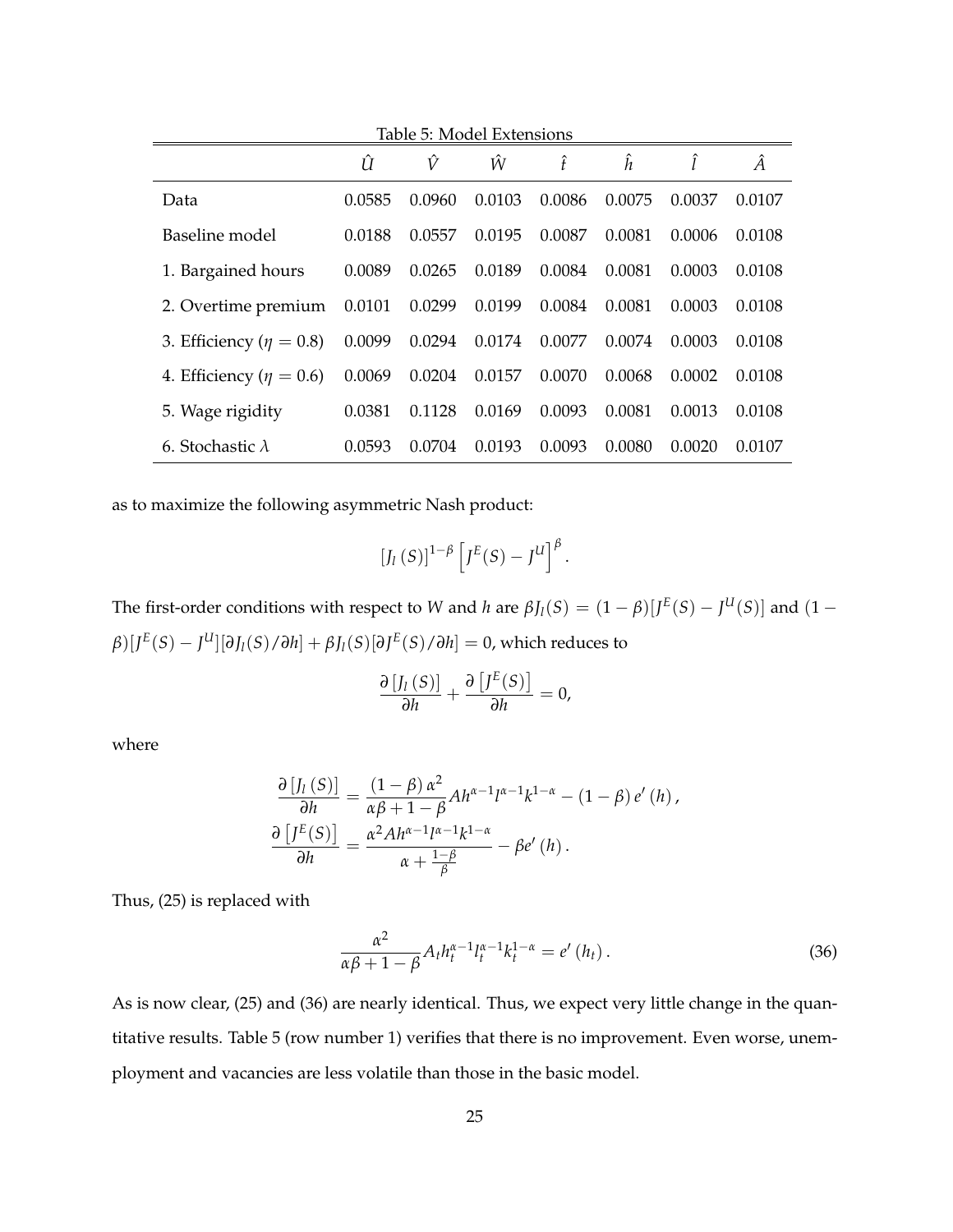Table 5: Model Extensions

| | $\hat{U}$ | $\hat{V}$ | $\hat{W}$ | $\hat{t}$ | $\hat{h}$ | $\hat{l}$ | $\hat{A}$ |
|---|---|---|---|---|---|---|---|
| Data | 0.0585 | 0.0960 | 0.0103 | 0.0086 | 0.0075 | 0.0037 | 0.0107 |
| Baseline model | 0.0188 | 0.0557 | 0.0195 | 0.0087 | 0.0081 | 0.0006 | 0.0108 |
| 1. Bargained hours | 0.0089 | 0.0265 | 0.0189 | 0.0084 | 0.0081 | 0.0003 | 0.0108 |
| 2. Overtime premium | 0.0101 | 0.0299 | 0.0199 | 0.0084 | 0.0081 | 0.0003 | 0.0108 |
| 3. Efficiency ($\eta = 0.8$) | 0.0099 | 0.0294 | 0.0174 | 0.0077 | 0.0074 | 0.0003 | 0.0108 |
| 4. Efficiency ($\eta = 0.6$) | 0.0069 | 0.0204 | 0.0157 | 0.0070 | 0.0068 | 0.0002 | 0.0108 |
| 5. Wage rigidity | 0.0381 | 0.1128 | 0.0169 | 0.0093 | 0.0081 | 0.0013 | 0.0108 |
| 6. Stochastic $\lambda$ | 0.0593 | 0.0704 | 0.0193 | 0.0093 | 0.0080 | 0.0020 | 0.0107 |

as to maximize the following asymmetric Nash product:

$$[J_l(S)]^{1-\beta}\left[J^E(S) - J^U\right]^{\beta}.$$

The first-order conditions with respect to $W$ and $h$ are $\beta J_l(S) = (1-\beta)[J^E(S) - J^U(S)]$ and $(1-\beta)[J^E(S) - J^U][\partial J_l(S)/\partial h] + \beta J_l(S)[\partial J^E(S)/\partial h] = 0$, which reduces to

$$\frac{\partial [J_l(S)]}{\partial h} + \frac{\partial \left[J^E(S)\right]}{\partial h} = 0,$$

where

$$\frac{\partial [J_l(S)]}{\partial h} = \frac{(1-\beta)\alpha^2}{\alpha\beta + 1 - \beta} A h^{\alpha-1} l^{\alpha-1} k^{1-\alpha} - (1-\beta) e'(h),$$
$$\frac{\partial \left[J^E(S)\right]}{\partial h} = \frac{\alpha^2 A h^{\alpha-1} l^{\alpha-1} k^{1-\alpha}}{\alpha + \frac{1-\beta}{\beta}} - \beta e'(h).$$

Thus, (25) is replaced with

$$\frac{\alpha^2}{\alpha\beta + 1 - \beta} A_t h_t^{\alpha-1} l_t^{\alpha-1} k_t^{1-\alpha} = e'(h_t). \tag{36}$$

As is now clear, (25) and (36) are nearly identical. Thus, we expect very little change in the quantitative results. Table 5 (row number 1) verifies that there is no improvement. Even worse, unemployment and vacancies are less volatile than those in the basic model.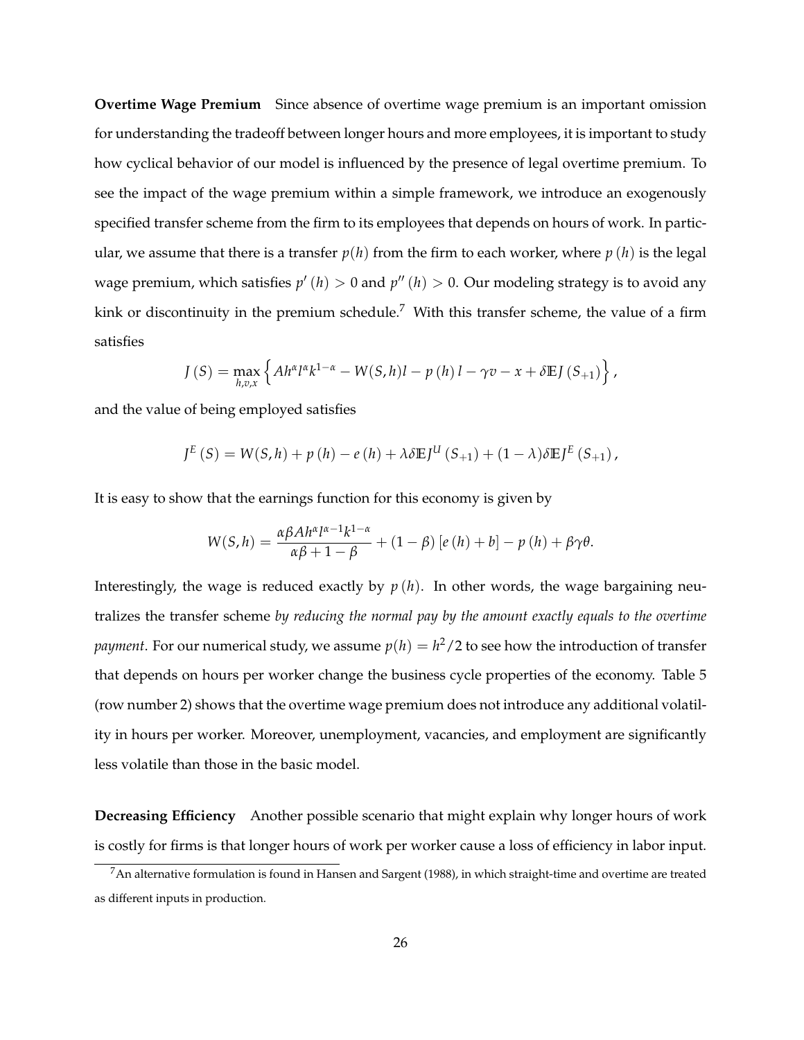**Overtime Wage Premium** Since absence of overtime wage premium is an important omission for understanding the tradeoff between longer hours and more employees, it is important to study how cyclical behavior of our model is influenced by the presence of legal overtime premium. To see the impact of the wage premium within a simple framework, we introduce an exogenously specified transfer scheme from the firm to its employees that depends on hours of work. In particular, we assume that there is a transfer $p(h)$ from the firm to each worker, where $p(h)$ is the legal wage premium, which satisfies $p'(h) > 0$ and $p''(h) > 0$. Our modeling strategy is to avoid any kink or discontinuity in the premium schedule.[7] With this transfer scheme, the value of a firm satisfies

$$J(S) = \max_{h,v,x} \left\{ Ah^{\alpha} l^{\alpha} k^{1-\alpha} - W(S,h)l - p(h)l - \gamma v - x + \delta \mathbb{E} J(S_{+1}) \right\},$$

and the value of being employed satisfies

$$J^E(S) = W(S,h) + p(h) - e(h) + \lambda \delta \mathbb{E} J^U(S_{+1}) + (1-\lambda)\delta \mathbb{E} J^E(S_{+1}),$$

It is easy to show that the earnings function for this economy is given by

$$W(S,h) = \frac{\alpha \beta A h^{\alpha} l^{\alpha-1} k^{1-\alpha}}{\alpha\beta + 1 - \beta} + (1-\beta)\left[e(h) + b\right] - p(h) + \beta\gamma\theta.$$

Interestingly, the wage is reduced exactly by $p(h)$. In other words, the wage bargaining neutralizes the transfer scheme *by reducing the normal pay by the amount exactly equals to the overtime payment*. For our numerical study, we assume $p(h) = h^2/2$ to see how the introduction of transfer that depends on hours per worker change the business cycle properties of the economy. Table 5 (row number 2) shows that the overtime wage premium does not introduce any additional volatility in hours per worker. Moreover, unemployment, vacancies, and employment are significantly less volatile than those in the basic model.

**Decreasing Efficiency** Another possible scenario that might explain why longer hours of work is costly for firms is that longer hours of work per worker cause a loss of efficiency in labor input.

[7] An alternative formulation is found in Hansen and Sargent (1988), in which straight-time and overtime are treated as different inputs in production.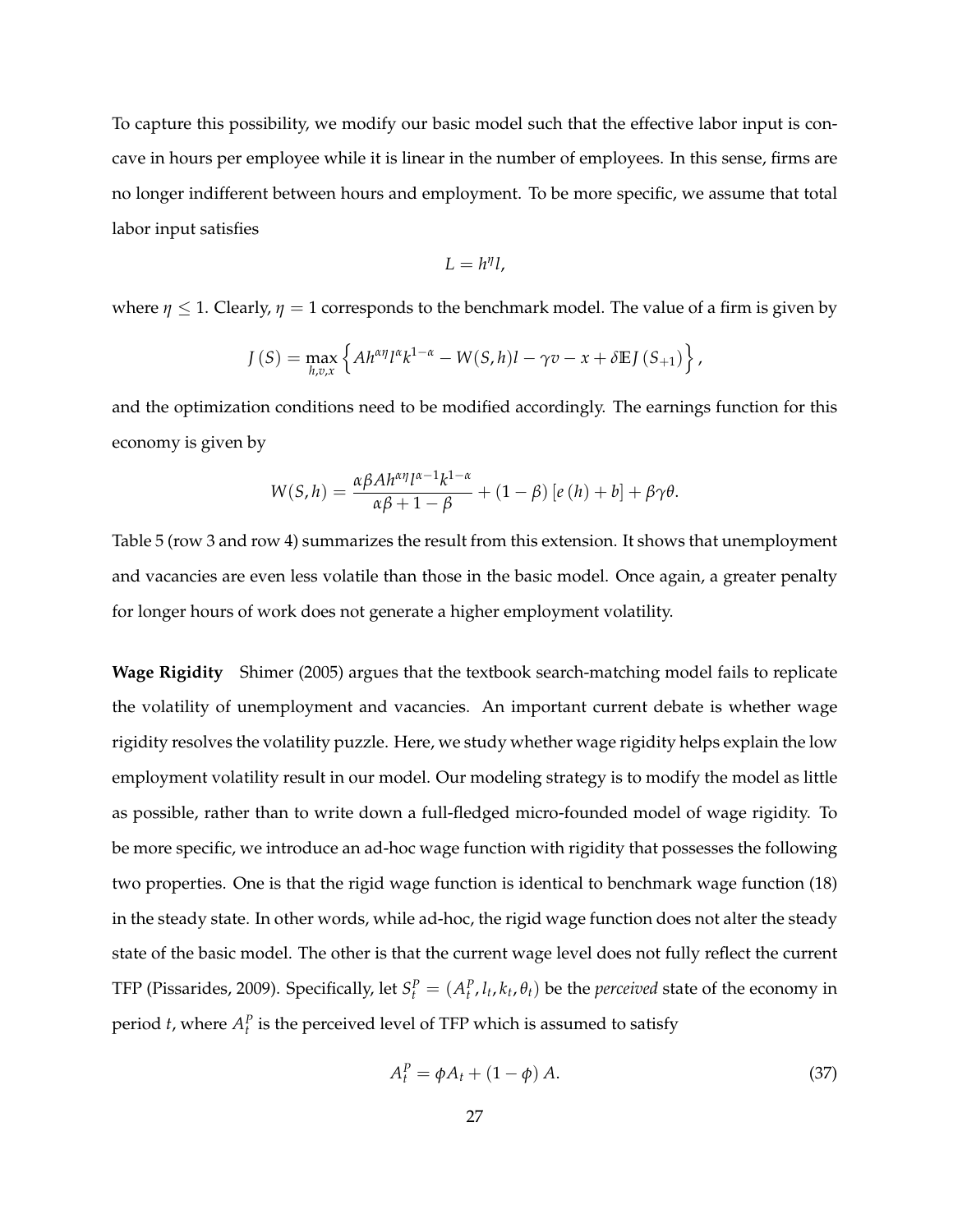To capture this possibility, we modify our basic model such that the effective labor input is concave in hours per employee while it is linear in the number of employees. In this sense, firms are no longer indifferent between hours and employment. To be more specific, we assume that total labor input satisfies

$$L = h^{\eta} l,$$

where $\eta \leq 1$. Clearly, $\eta = 1$ corresponds to the benchmark model. The value of a firm is given by

$$J(S) = \max_{h,v,x} \left\{ A h^{\alpha\eta} l^{\alpha} k^{1-\alpha} - W(S,h) l - \gamma v - x + \delta \mathbb{E} J(S_{+1}) \right\},$$

and the optimization conditions need to be modified accordingly. The earnings function for this economy is given by

$$W(S,h) = \frac{\alpha\beta A h^{\alpha\eta} l^{\alpha-1} k^{1-\alpha}}{\alpha\beta + 1 - \beta} + (1-\beta)\left[e(h) + b\right] + \beta\gamma\theta.$$

Table 5 (row 3 and row 4) summarizes the result from this extension. It shows that unemployment and vacancies are even less volatile than those in the basic model. Once again, a greater penalty for longer hours of work does not generate a higher employment volatility.

**Wage Rigidity** Shimer (2005) argues that the textbook search-matching model fails to replicate the volatility of unemployment and vacancies. An important current debate is whether wage rigidity resolves the volatility puzzle. Here, we study whether wage rigidity helps explain the low employment volatility result in our model. Our modeling strategy is to modify the model as little as possible, rather than to write down a full-fledged micro-founded model of wage rigidity. To be more specific, we introduce an ad-hoc wage function with rigidity that possesses the following two properties. One is that the rigid wage function is identical to benchmark wage function (18) in the steady state. In other words, while ad-hoc, the rigid wage function does not alter the steady state of the basic model. The other is that the current wage level does not fully reflect the current TFP (Pissarides, 2009). Specifically, let $S_t^P = (A_t^P, l_t, k_t, \theta_t)$ be the *perceived* state of the economy in period $t$, where $A_t^P$ is the perceived level of TFP which is assumed to satisfy

$$A_t^P = \phi A_t + (1-\phi) A. \tag{37}$$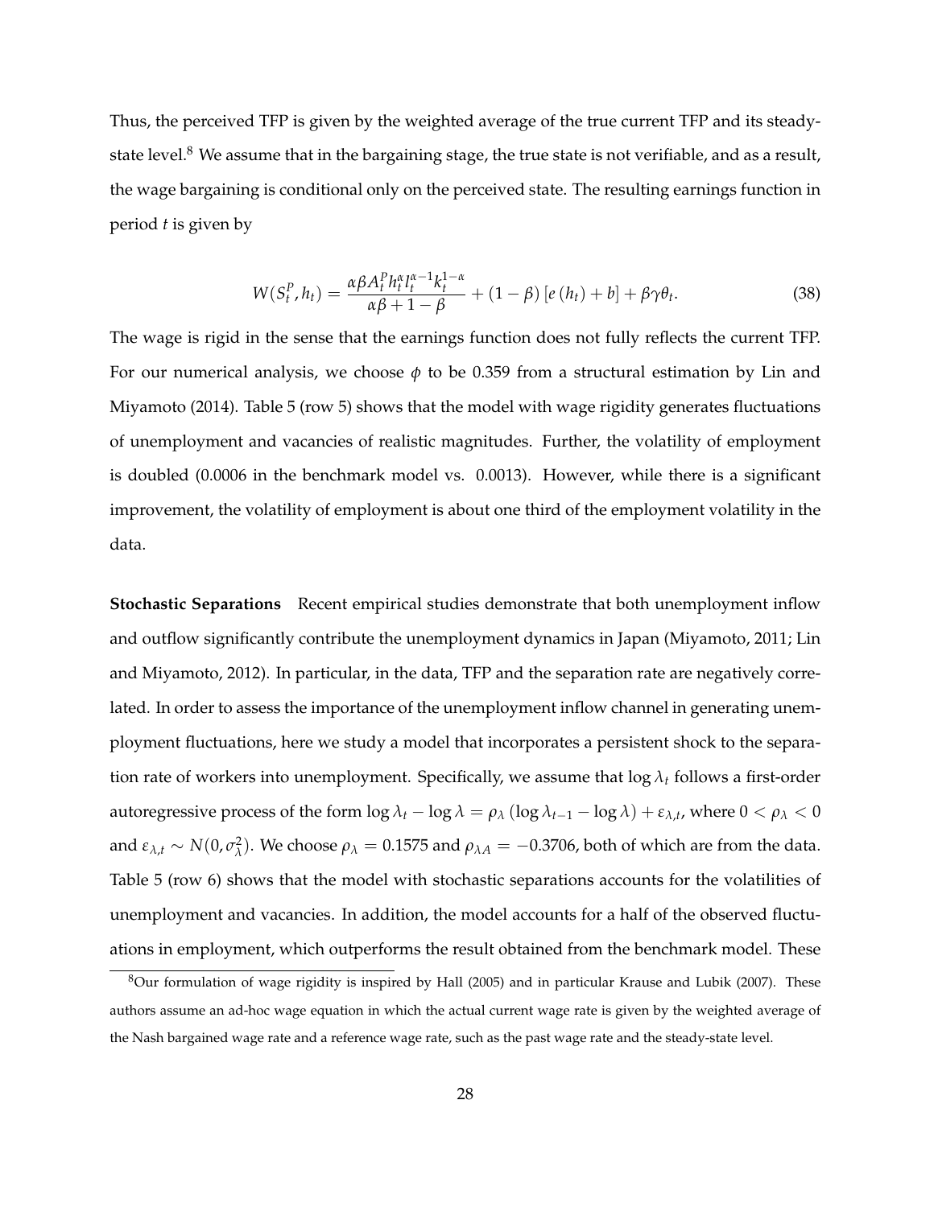Thus, the perceived TFP is given by the weighted average of the true current TFP and its steady-state level.[8] We assume that in the bargaining stage, the true state is not verifiable, and as a result, the wage bargaining is conditional only on the perceived state. The resulting earnings function in period $t$ is given by

$$W(S_t^P, h_t) = \frac{\alpha\beta A_t^P h_t^{\alpha} l_t^{\alpha-1} k_t^{1-\alpha}}{\alpha\beta + 1 - \beta} + (1-\beta)\left[e\left(h_t\right) + b\right] + \beta\gamma\theta_t. \tag{38}$$

The wage is rigid in the sense that the earnings function does not fully reflects the current TFP. For our numerical analysis, we choose $\phi$ to be 0.359 from a structural estimation by Lin and Miyamoto (2014). Table 5 (row 5) shows that the model with wage rigidity generates fluctuations of unemployment and vacancies of realistic magnitudes. Further, the volatility of employment is doubled (0.0006 in the benchmark model vs. 0.0013). However, while there is a significant improvement, the volatility of employment is about one third of the employment volatility in the data.

**Stochastic Separations** Recent empirical studies demonstrate that both unemployment inflow and outflow significantly contribute the unemployment dynamics in Japan (Miyamoto, 2011; Lin and Miyamoto, 2012). In particular, in the data, TFP and the separation rate are negatively correlated. In order to assess the importance of the unemployment inflow channel in generating unemployment fluctuations, here we study a model that incorporates a persistent shock to the separation rate of workers into unemployment. Specifically, we assume that $\log \lambda_t$ follows a first-order autoregressive process of the form $\log \lambda_t - \log \lambda = \rho_\lambda \left(\log \lambda_{t-1} - \log \lambda\right) + \varepsilon_{\lambda,t}$, where $0 < \rho_\lambda < 0$ and $\varepsilon_{\lambda,t} \sim N(0, \sigma_\lambda^2)$. We choose $\rho_\lambda = 0.1575$ and $\rho_{\lambda A} = -0.3706$, both of which are from the data. Table 5 (row 6) shows that the model with stochastic separations accounts for the volatilities of unemployment and vacancies. In addition, the model accounts for a half of the observed fluctuations in employment, which outperforms the result obtained from the benchmark model. These

[8] Our formulation of wage rigidity is inspired by Hall (2005) and in particular Krause and Lubik (2007). These authors assume an ad-hoc wage equation in which the actual current wage rate is given by the weighted average of the Nash bargained wage rate and a reference wage rate, such as the past wage rate and the steady-state level.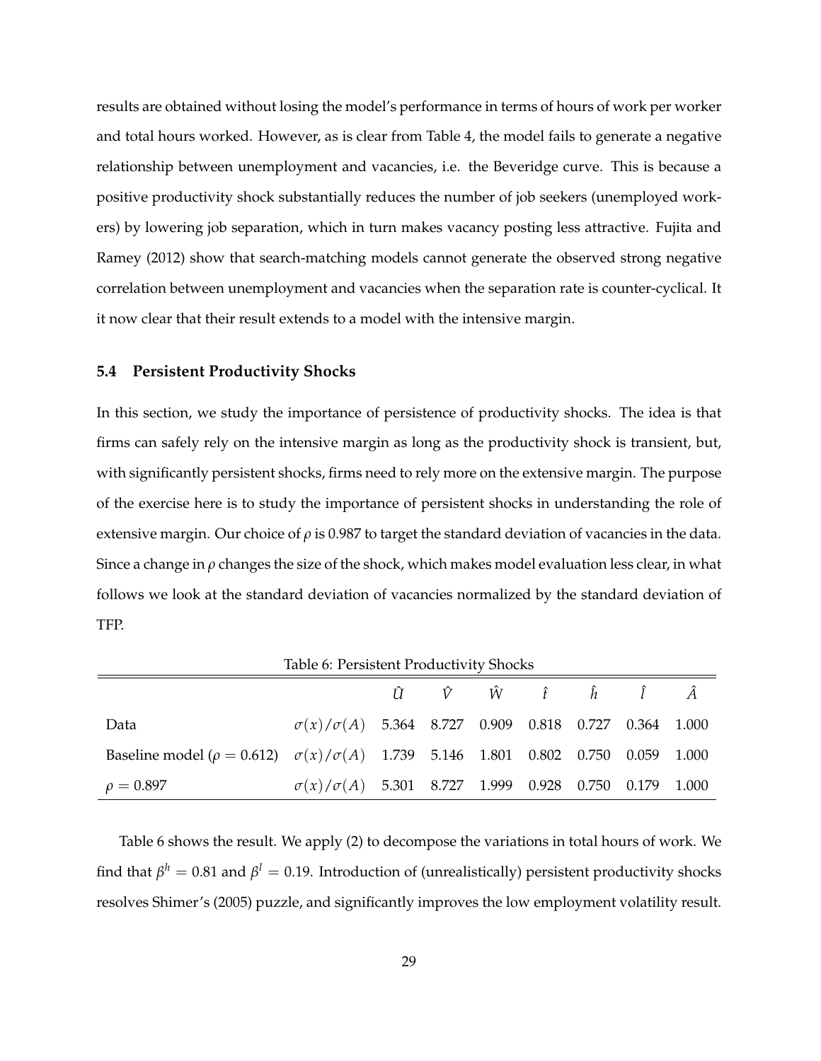results are obtained without losing the model's performance in terms of hours of work per worker and total hours worked. However, as is clear from Table 4, the model fails to generate a negative relationship between unemployment and vacancies, i.e. the Beveridge curve. This is because a positive productivity shock substantially reduces the number of job seekers (unemployed workers) by lowering job separation, which in turn makes vacancy posting less attractive. Fujita and Ramey (2012) show that search-matching models cannot generate the observed strong negative correlation between unemployment and vacancies when the separation rate is counter-cyclical. It it now clear that their result extends to a model with the intensive margin.

### 5.4 Persistent Productivity Shocks

In this section, we study the importance of persistence of productivity shocks. The idea is that firms can safely rely on the intensive margin as long as the productivity shock is transient, but, with significantly persistent shocks, firms need to rely more on the extensive margin. The purpose of the exercise here is to study the importance of persistent shocks in understanding the role of extensive margin. Our choice of $\rho$ is 0.987 to target the standard deviation of vacancies in the data. Since a change in $\rho$ changes the size of the shock, which makes model evaluation less clear, in what follows we look at the standard deviation of vacancies normalized by the standard deviation of TFP.

Table 6: Persistent Productivity Shocks

| | | $\hat{U}$ | $\hat{V}$ | $\hat{W}$ | $\hat{t}$ | $\hat{h}$ | $\hat{l}$ | $\hat{A}$ |
|---|---|---|---|---|---|---|---|---|
| Data | $\sigma(x)/\sigma(A)$ | 5.364 | 8.727 | 0.909 | 0.818 | 0.727 | 0.364 | 1.000 |
| Baseline model ($\rho = 0.612$) | $\sigma(x)/\sigma(A)$ | 1.739 | 5.146 | 1.801 | 0.802 | 0.750 | 0.059 | 1.000 |
| $\rho = 0.897$ | $\sigma(x)/\sigma(A)$ | 5.301 | 8.727 | 1.999 | 0.928 | 0.750 | 0.179 | 1.000 |

Table 6 shows the result. We apply (2) to decompose the variations in total hours of work. We find that $\beta^h = 0.81$ and $\beta^l = 0.19$. Introduction of (unrealistically) persistent productivity shocks resolves Shimer's (2005) puzzle, and significantly improves the low employment volatility result.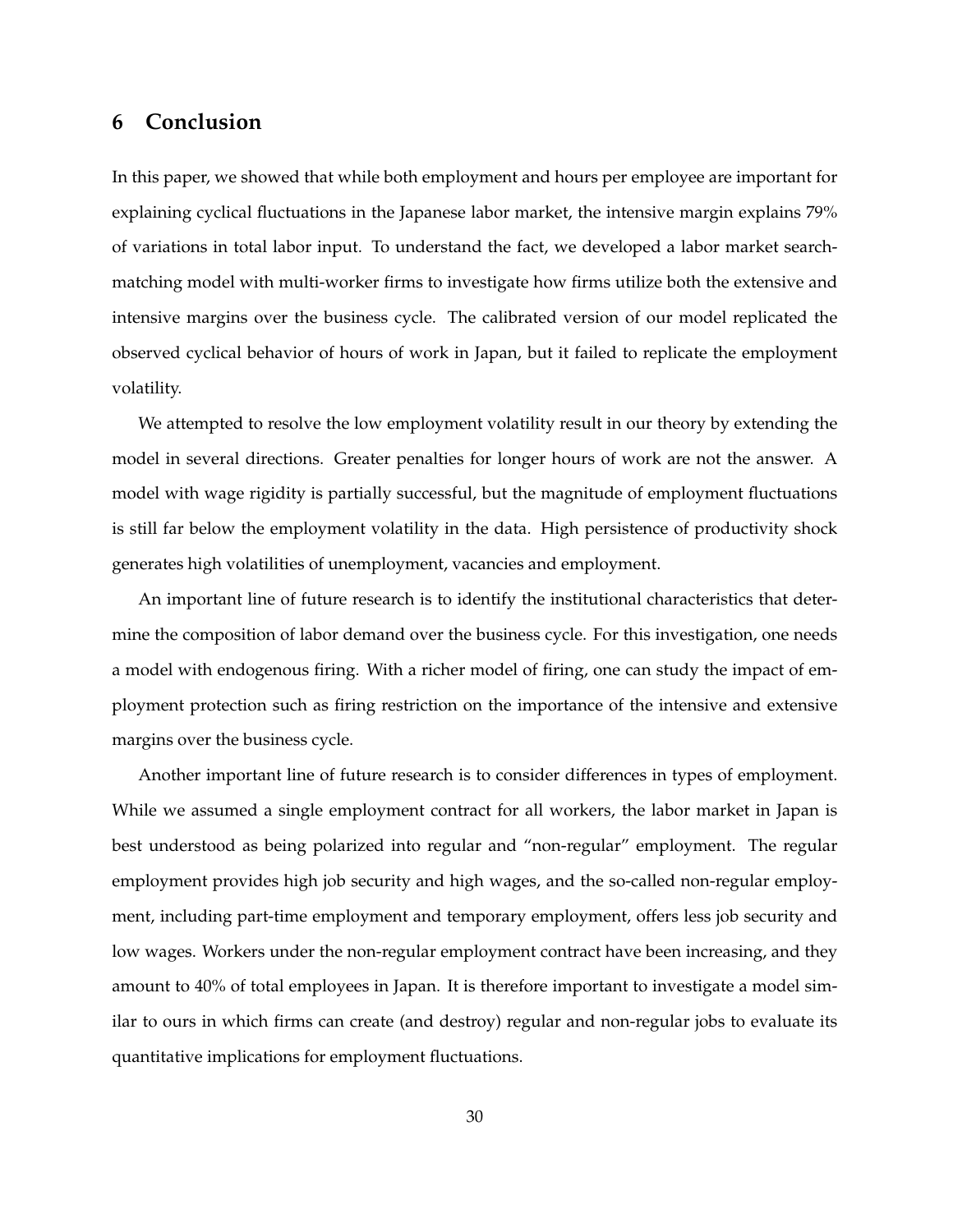## 6 Conclusion

In this paper, we showed that while both employment and hours per employee are important for explaining cyclical fluctuations in the Japanese labor market, the intensive margin explains 79% of variations in total labor input. To understand the fact, we developed a labor market search-matching model with multi-worker firms to investigate how firms utilize both the extensive and intensive margins over the business cycle. The calibrated version of our model replicated the observed cyclical behavior of hours of work in Japan, but it failed to replicate the employment volatility.

We attempted to resolve the low employment volatility result in our theory by extending the model in several directions. Greater penalties for longer hours of work are not the answer. A model with wage rigidity is partially successful, but the magnitude of employment fluctuations is still far below the employment volatility in the data. High persistence of productivity shock generates high volatilities of unemployment, vacancies and employment.

An important line of future research is to identify the institutional characteristics that determine the composition of labor demand over the business cycle. For this investigation, one needs a model with endogenous firing. With a richer model of firing, one can study the impact of employment protection such as firing restriction on the importance of the intensive and extensive margins over the business cycle.

Another important line of future research is to consider differences in types of employment. While we assumed a single employment contract for all workers, the labor market in Japan is best understood as being polarized into regular and "non-regular" employment. The regular employment provides high job security and high wages, and the so-called non-regular employment, including part-time employment and temporary employment, offers less job security and low wages. Workers under the non-regular employment contract have been increasing, and they amount to 40% of total employees in Japan. It is therefore important to investigate a model similar to ours in which firms can create (and destroy) regular and non-regular jobs to evaluate its quantitative implications for employment fluctuations.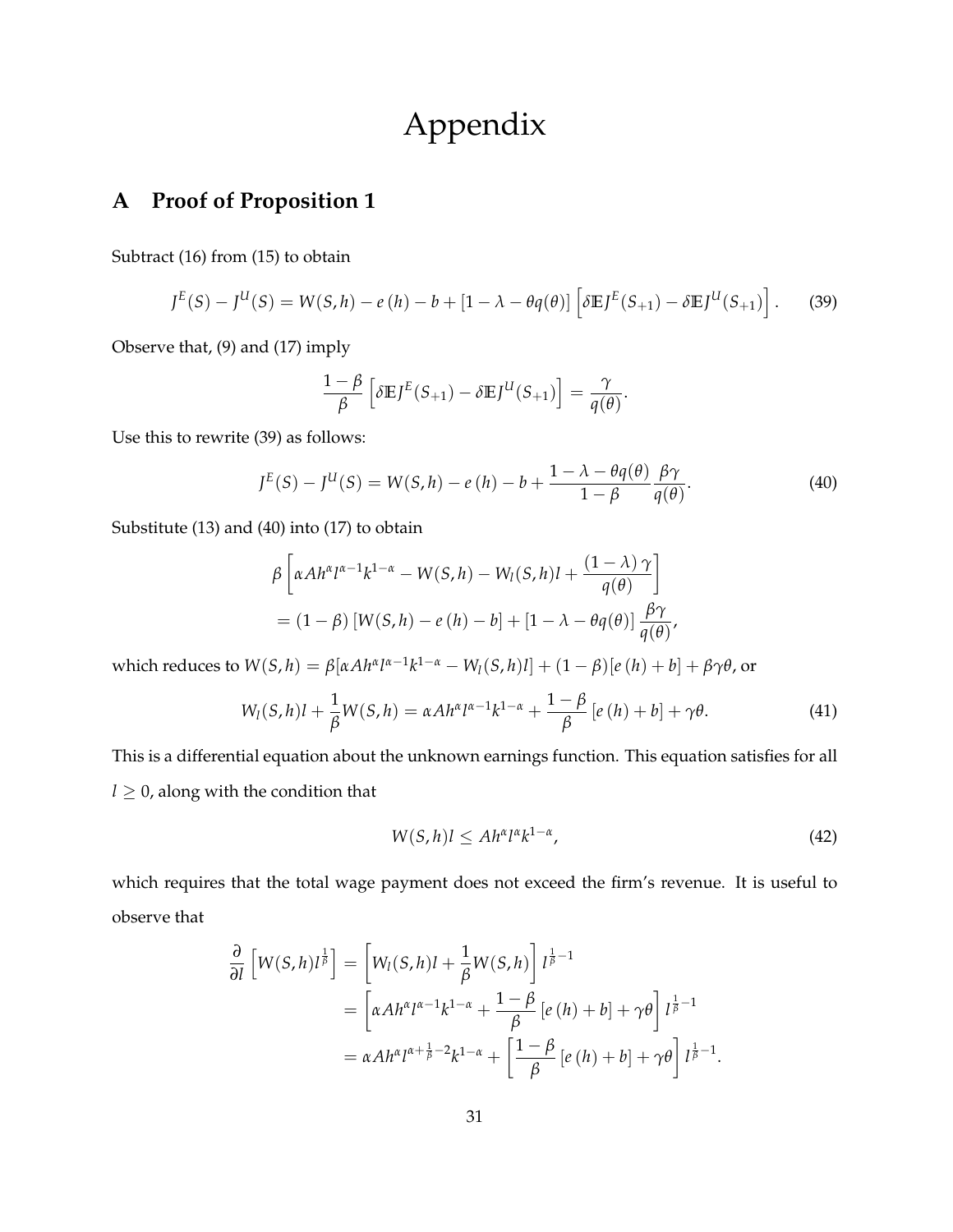# Appendix

## A Proof of Proposition 1

Subtract (16) from (15) to obtain

$$J^E(S) - J^U(S) = W(S,h) - e(h) - b + [1 - \lambda - \theta q(\theta)] \left[ \delta \mathbb{E} J^E(S_{+1}) - \delta \mathbb{E} J^U(S_{+1}) \right]. \tag{39}$$

Observe that, (9) and (17) imply

$$\frac{1-\beta}{\beta} \left[ \delta \mathbb{E} J^E(S_{+1}) - \delta \mathbb{E} J^U(S_{+1}) \right] = \frac{\gamma}{q(\theta)}.$$

Use this to rewrite (39) as follows:

$$J^E(S) - J^U(S) = W(S,h) - e(h) - b + \frac{1 - \lambda - \theta q(\theta)}{1-\beta} \frac{\beta \gamma}{q(\theta)}. \tag{40}$$

Substitute (13) and (40) into (17) to obtain

$$\beta \left[ \alpha A h^\alpha l^{\alpha-1} k^{1-\alpha} - W(S,h) - W_l(S,h) l + \frac{(1-\lambda)\gamma}{q(\theta)} \right]$$
$$= (1-\beta) [W(S,h) - e(h) - b] + [1 - \lambda - \theta q(\theta)] \frac{\beta \gamma}{q(\theta)},$$

which reduces to $W(S,h) = \beta [\alpha A h^\alpha l^{\alpha-1} k^{1-\alpha} - W_l(S,h) l] + (1-\beta)[e(h) + b] + \beta \gamma \theta$, or

$$W_l(S,h) l + \frac{1}{\beta} W(S,h) = \alpha A h^\alpha l^{\alpha-1} k^{1-\alpha} + \frac{1-\beta}{\beta} [e(h) + b] + \gamma \theta. \tag{41}$$

This is a differential equation about the unknown earnings function. This equation satisfies for all $l \geq 0$, along with the condition that

$$W(S,h) l \leq A h^\alpha l^\alpha k^{1-\alpha}, \tag{42}$$

which requires that the total wage payment does not exceed the firm's revenue. It is useful to observe that

$$\begin{aligned}
\frac{\partial}{\partial l} \left[ W(S,h) l^{\frac{1}{\beta}} \right] &= \left[ W_l(S,h) l + \frac{1}{\beta} W(S,h) \right] l^{\frac{1}{\beta}-1} \\
&= \left[ \alpha A h^\alpha l^{\alpha-1} k^{1-\alpha} + \frac{1-\beta}{\beta} [e(h) + b] + \gamma \theta \right] l^{\frac{1}{\beta}-1} \\
&= \alpha A h^\alpha l^{\alpha + \frac{1}{\beta} - 2} k^{1-\alpha} + \left[ \frac{1-\beta}{\beta} [e(h) + b] + \gamma \theta \right] l^{\frac{1}{\beta}-1}.
\end{aligned}$$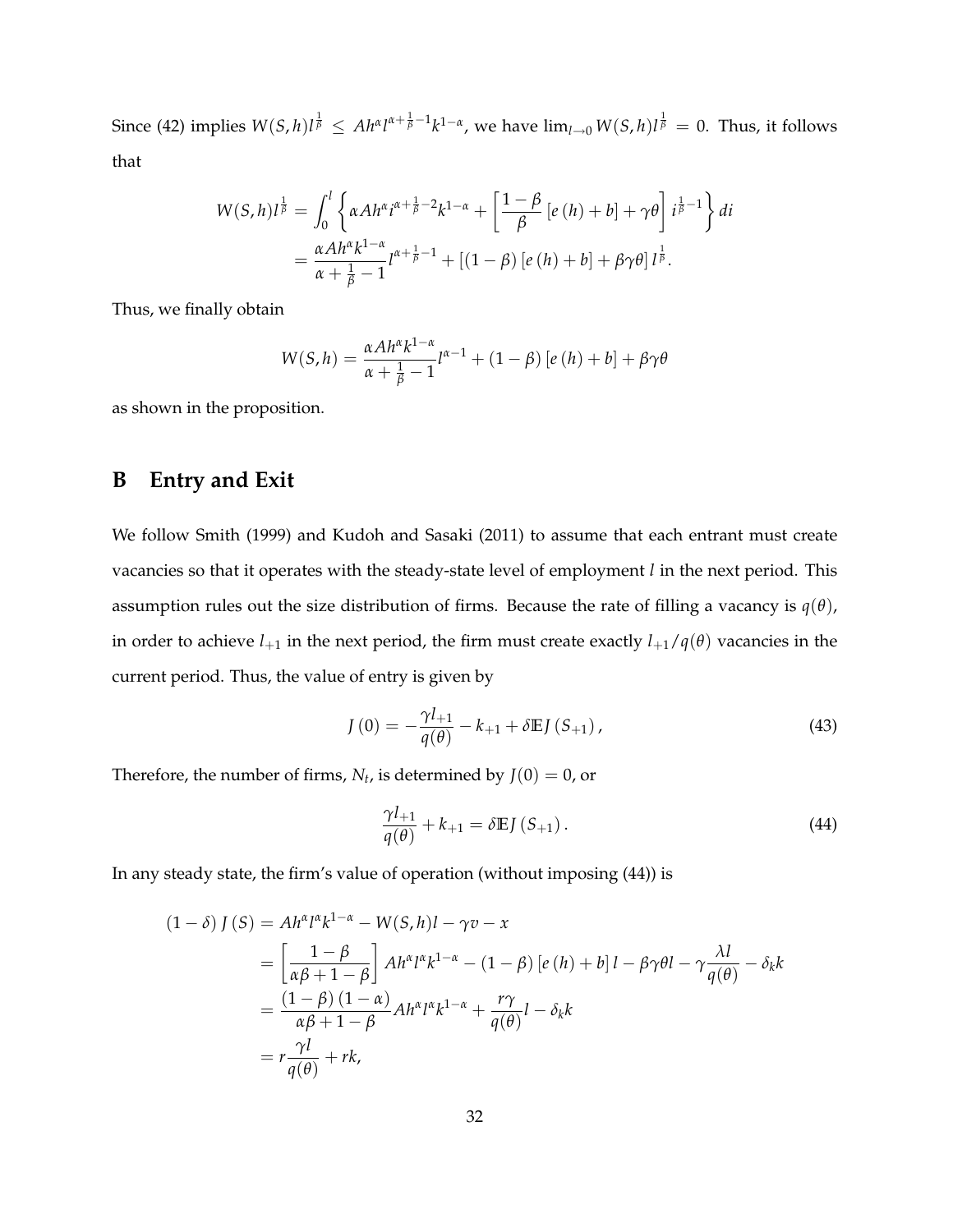Since (42) implies $W(S,h)l^{\frac{1}{\beta}} \leq Ah^{\alpha}l^{\alpha+\frac{1}{\beta}-1}k^{1-\alpha}$, we have $\lim_{l\to 0} W(S,h)l^{\frac{1}{\beta}} = 0$. Thus, it follows that

$$
\begin{aligned}
W(S,h)l^{\frac{1}{\beta}} &= \int_0^l \left\{ \alpha A h^{\alpha} i^{\alpha+\frac{1}{\beta}-2} k^{1-\alpha} + \left[\frac{1-\beta}{\beta}\left[e(h)+b\right]+\gamma\theta\right] i^{\frac{1}{\beta}-1} \right\} di \\
&= \frac{\alpha A h^{\alpha} k^{1-\alpha}}{\alpha+\frac{1}{\beta}-1} l^{\alpha+\frac{1}{\beta}-1} + \left[(1-\beta)\left[e(h)+b\right]+\beta\gamma\theta\right] l^{\frac{1}{\beta}}.
\end{aligned}
$$

Thus, we finally obtain

$$
W(S,h) = \frac{\alpha A h^{\alpha} k^{1-\alpha}}{\alpha+\frac{1}{\beta}-1} l^{\alpha-1} + (1-\beta)\left[e(h)+b\right] + \beta\gamma\theta
$$

as shown in the proposition.

# B Entry and Exit

We follow Smith (1999) and Kudoh and Sasaki (2011) to assume that each entrant must create vacancies so that it operates with the steady-state level of employment $l$ in the next period. This assumption rules out the size distribution of firms. Because the rate of filling a vacancy is $q(\theta)$, in order to achieve $l_{+1}$ in the next period, the firm must create exactly $l_{+1}/q(\theta)$ vacancies in the current period. Thus, the value of entry is given by

$$
J(0) = -\frac{\gamma l_{+1}}{q(\theta)} - k_{+1} + \delta \mathbb{E} J(S_{+1}), \tag{43}
$$

Therefore, the number of firms, $N_t$, is determined by $J(0) = 0$, or

$$
\frac{\gamma l_{+1}}{q(\theta)} + k_{+1} = \delta \mathbb{E} J(S_{+1}). \tag{44}
$$

In any steady state, the firm's value of operation (without imposing (44)) is

$$
\begin{aligned}
(1-\delta) J(S) &= Ah^{\alpha}l^{\alpha}k^{1-\alpha} - W(S,h)l - \gamma v - x \\
&= \left[\frac{1-\beta}{\alpha\beta+1-\beta}\right] Ah^{\alpha}l^{\alpha}k^{1-\alpha} - (1-\beta)\left[e(h)+b\right]l - \beta\gamma\theta l - \gamma\frac{\lambda l}{q(\theta)} - \delta_k k \\
&= \frac{(1-\beta)(1-\alpha)}{\alpha\beta+1-\beta} Ah^{\alpha}l^{\alpha}k^{1-\alpha} + \frac{r\gamma}{q(\theta)} l - \delta_k k \\
&= r\frac{\gamma l}{q(\theta)} + rk,
\end{aligned}
$$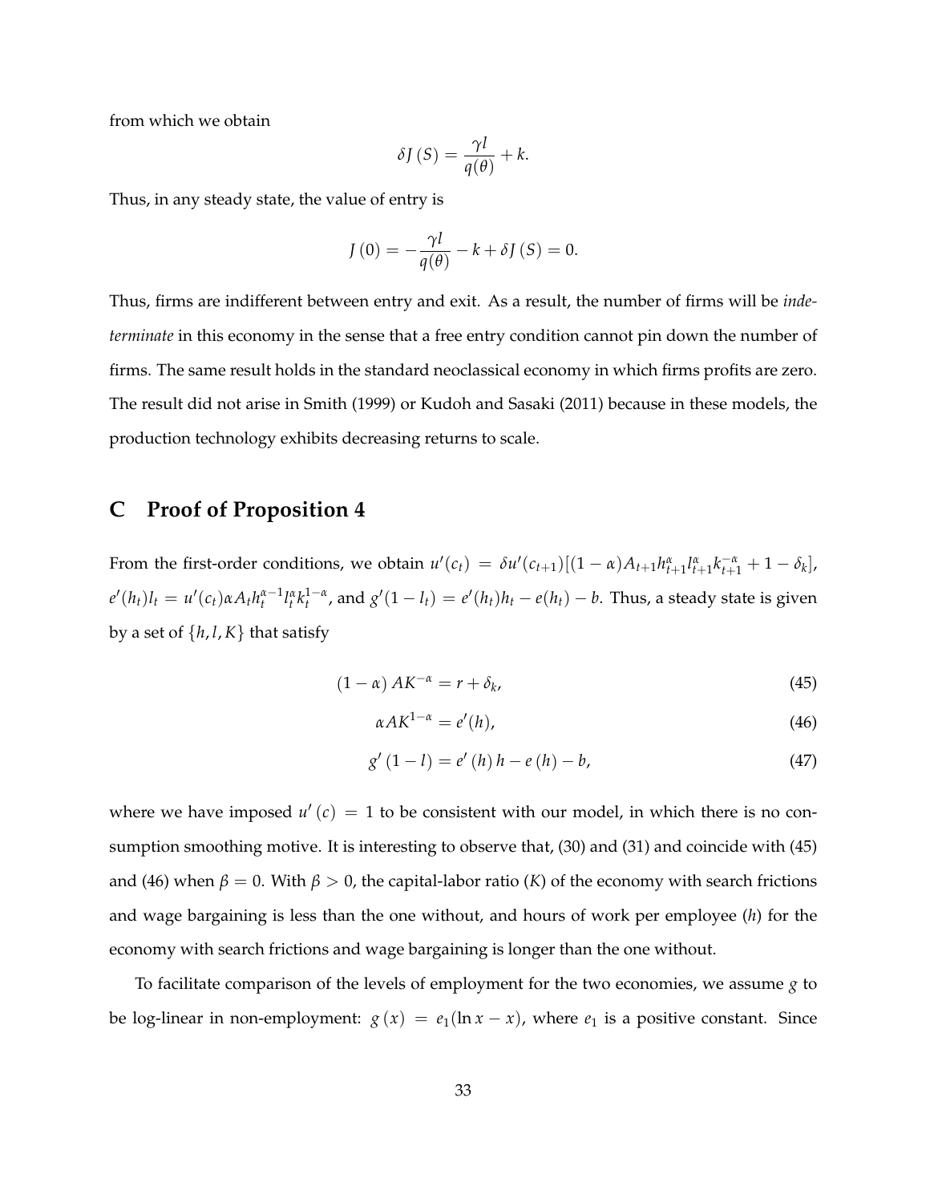from which we obtain

$$\delta J(S) = \frac{\gamma l}{q(\theta)} + k.$$

Thus, in any steady state, the value of entry is

$$J(0) = -\frac{\gamma l}{q(\theta)} - k + \delta J(S) = 0.$$

Thus, firms are indifferent between entry and exit. As a result, the number of firms will be *indeterminate* in this economy in the sense that a free entry condition cannot pin down the number of firms. The same result holds in the standard neoclassical economy in which firms profits are zero. The result did not arise in Smith (1999) or Kudoh and Sasaki (2011) because in these models, the production technology exhibits decreasing returns to scale.

# C Proof of Proposition 4

From the first-order conditions, we obtain $u'(c_t) = \delta u'(c_{t+1})[(1-\alpha)A_{t+1}h_{t+1}^{\alpha}l_{t+1}^{\alpha}k_{t+1}^{-\alpha} + 1 - \delta_k]$, $e'(h_t)l_t = u'(c_t)\alpha A_t h_t^{\alpha-1}l_t^{\alpha}k_t^{1-\alpha}$, and $g'(1-l_t) = e'(h_t)h_t - e(h_t) - b$. Thus, a steady state is given by a set of $\{h, l, K\}$ that satisfy

$$(1-\alpha) A K^{-\alpha} = r + \delta_k, \tag{45}$$

$$\alpha A K^{1-\alpha} = e'(h), \tag{46}$$

$$g'(1-l) = e'(h) h - e(h) - b, \tag{47}$$

where we have imposed $u'(c) = 1$ to be consistent with our model, in which there is no consumption smoothing motive. It is interesting to observe that, (30) and (31) and coincide with (45) and (46) when $\beta = 0$. With $\beta > 0$, the capital-labor ratio ($K$) of the economy with search frictions and wage bargaining is less than the one without, and hours of work per employee ($h$) for the economy with search frictions and wage bargaining is longer than the one without.

To facilitate comparison of the levels of employment for the two economies, we assume $g$ to be log-linear in non-employment: $g(x) = e_1(\ln x - x)$, where $e_1$ is a positive constant. Since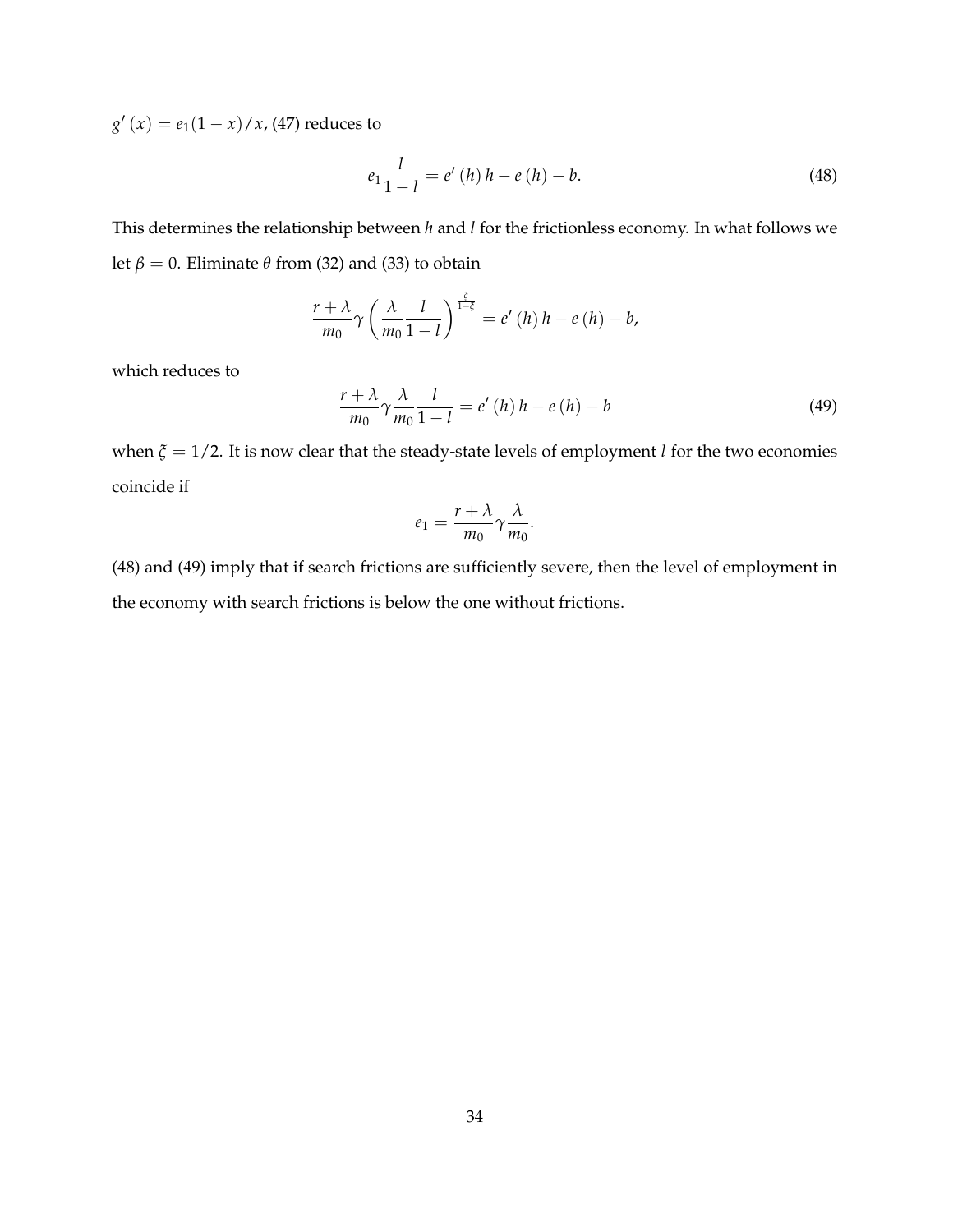$g'(x) = e_1(1-x)/x$, (47) reduces to

$$e_1 \frac{l}{1-l} = e'(h)\,h - e(h) - b. \tag{48}$$

This determines the relationship between $h$ and $l$ for the frictionless economy. In what follows we let $\beta = 0$. Eliminate $\theta$ from (32) and (33) to obtain

$$\frac{r+\lambda}{m_0}\gamma\left(\frac{\lambda}{m_0}\frac{l}{1-l}\right)^{\frac{\xi}{1-\xi}} = e'(h)\,h - e(h) - b,$$

which reduces to

$$\frac{r+\lambda}{m_0}\gamma\frac{\lambda}{m_0}\frac{l}{1-l} = e'(h)\,h - e(h) - b \tag{49}$$

when $\xi = 1/2$. It is now clear that the steady-state levels of employment $l$ for the two economies coincide if

$$e_1 = \frac{r+\lambda}{m_0}\gamma\frac{\lambda}{m_0}.$$

(48) and (49) imply that if search frictions are sufficiently severe, then the level of employment in the economy with search frictions is below the one without frictions.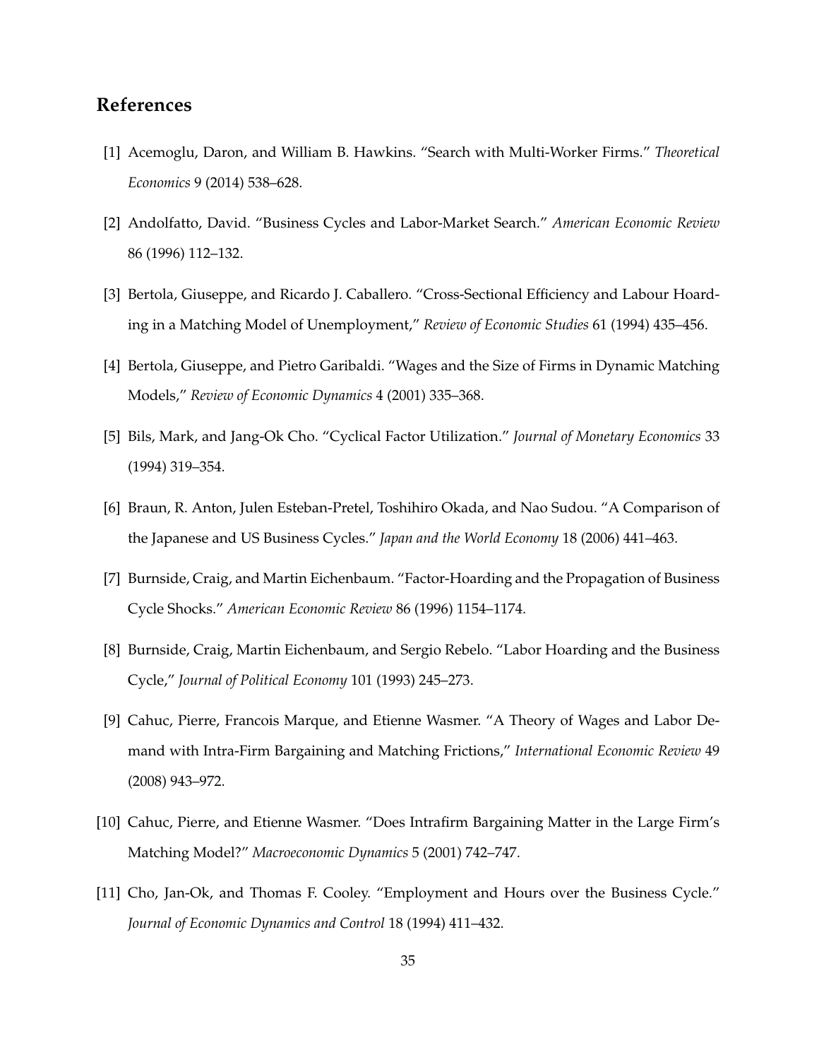## References

[1] Acemoglu, Daron, and William B. Hawkins. "Search with Multi-Worker Firms." *Theoretical Economics* 9 (2014) 538–628.

[2] Andolfatto, David. "Business Cycles and Labor-Market Search." *American Economic Review* 86 (1996) 112–132.

[3] Bertola, Giuseppe, and Ricardo J. Caballero. "Cross-Sectional Efficiency and Labour Hoarding in a Matching Model of Unemployment," *Review of Economic Studies* 61 (1994) 435–456.

[4] Bertola, Giuseppe, and Pietro Garibaldi. "Wages and the Size of Firms in Dynamic Matching Models," *Review of Economic Dynamics* 4 (2001) 335–368.

[5] Bils, Mark, and Jang-Ok Cho. "Cyclical Factor Utilization." *Journal of Monetary Economics* 33 (1994) 319–354.

[6] Braun, R. Anton, Julen Esteban-Pretel, Toshihiro Okada, and Nao Sudou. "A Comparison of the Japanese and US Business Cycles." *Japan and the World Economy* 18 (2006) 441–463.

[7] Burnside, Craig, and Martin Eichenbaum. "Factor-Hoarding and the Propagation of Business Cycle Shocks." *American Economic Review* 86 (1996) 1154–1174.

[8] Burnside, Craig, Martin Eichenbaum, and Sergio Rebelo. "Labor Hoarding and the Business Cycle," *Journal of Political Economy* 101 (1993) 245–273.

[9] Cahuc, Pierre, Francois Marque, and Etienne Wasmer. "A Theory of Wages and Labor Demand with Intra-Firm Bargaining and Matching Frictions," *International Economic Review* 49 (2008) 943–972.

[10] Cahuc, Pierre, and Etienne Wasmer. "Does Intrafirm Bargaining Matter in the Large Firm's Matching Model?" *Macroeconomic Dynamics* 5 (2001) 742–747.

[11] Cho, Jan-Ok, and Thomas F. Cooley. "Employment and Hours over the Business Cycle." *Journal of Economic Dynamics and Control* 18 (1994) 411–432.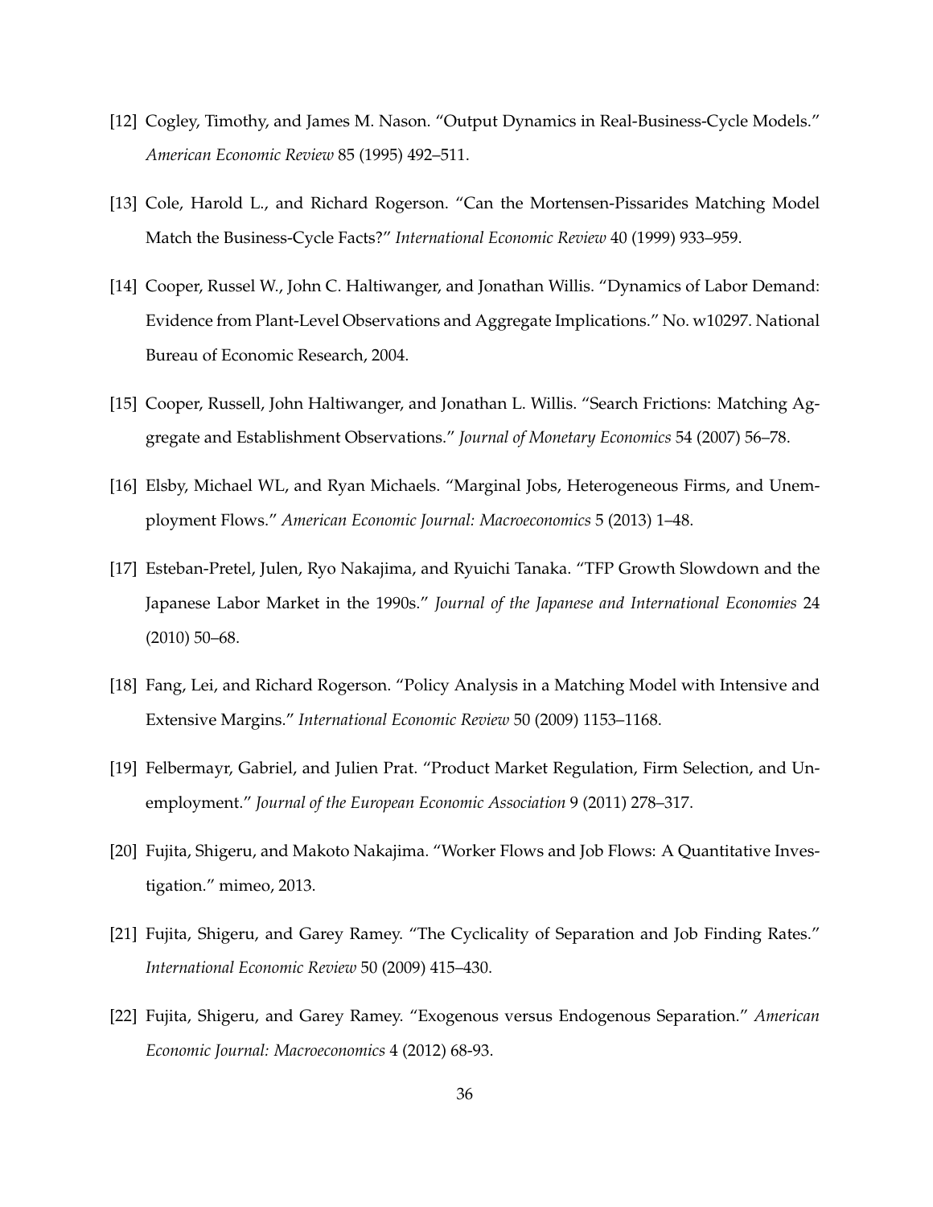[12] Cogley, Timothy, and James M. Nason. "Output Dynamics in Real-Business-Cycle Models." *American Economic Review* 85 (1995) 492–511.

[13] Cole, Harold L., and Richard Rogerson. "Can the Mortensen-Pissarides Matching Model Match the Business-Cycle Facts?" *International Economic Review* 40 (1999) 933–959.

[14] Cooper, Russel W., John C. Haltiwanger, and Jonathan Willis. "Dynamics of Labor Demand: Evidence from Plant-Level Observations and Aggregate Implications." No. w10297. National Bureau of Economic Research, 2004.

[15] Cooper, Russell, John Haltiwanger, and Jonathan L. Willis. "Search Frictions: Matching Aggregate and Establishment Observations." *Journal of Monetary Economics* 54 (2007) 56–78.

[16] Elsby, Michael WL, and Ryan Michaels. "Marginal Jobs, Heterogeneous Firms, and Unemployment Flows." *American Economic Journal: Macroeconomics* 5 (2013) 1–48.

[17] Esteban-Pretel, Julen, Ryo Nakajima, and Ryuichi Tanaka. "TFP Growth Slowdown and the Japanese Labor Market in the 1990s." *Journal of the Japanese and International Economies* 24 (2010) 50–68.

[18] Fang, Lei, and Richard Rogerson. "Policy Analysis in a Matching Model with Intensive and Extensive Margins." *International Economic Review* 50 (2009) 1153–1168.

[19] Felbermayr, Gabriel, and Julien Prat. "Product Market Regulation, Firm Selection, and Unemployment." *Journal of the European Economic Association* 9 (2011) 278–317.

[20] Fujita, Shigeru, and Makoto Nakajima. "Worker Flows and Job Flows: A Quantitative Investigation." mimeo, 2013.

[21] Fujita, Shigeru, and Garey Ramey. "The Cyclicality of Separation and Job Finding Rates." *International Economic Review* 50 (2009) 415–430.

[22] Fujita, Shigeru, and Garey Ramey. "Exogenous versus Endogenous Separation." *American Economic Journal: Macroeconomics* 4 (2012) 68-93.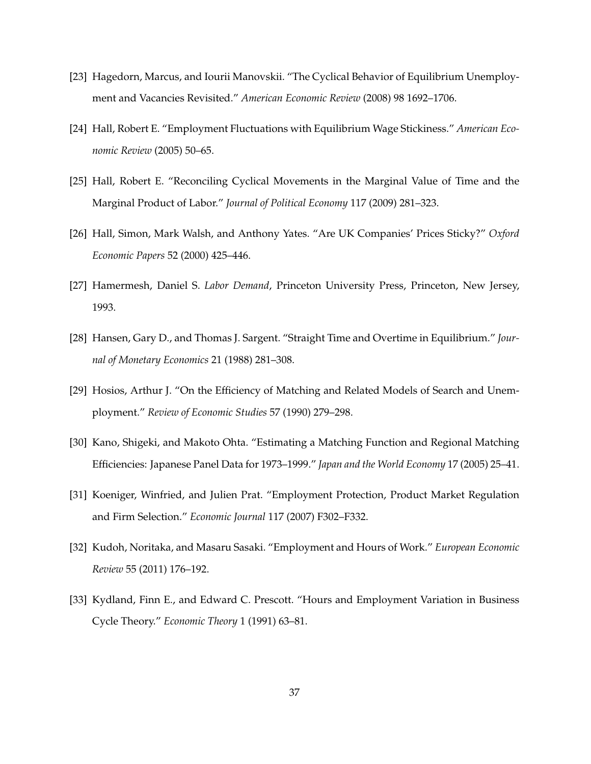[23] Hagedorn, Marcus, and Iourii Manovskii. "The Cyclical Behavior of Equilibrium Unemployment and Vacancies Revisited." *American Economic Review* (2008) 98 1692–1706.

[24] Hall, Robert E. "Employment Fluctuations with Equilibrium Wage Stickiness." *American Economic Review* (2005) 50–65.

[25] Hall, Robert E. "Reconciling Cyclical Movements in the Marginal Value of Time and the Marginal Product of Labor." *Journal of Political Economy* 117 (2009) 281–323.

[26] Hall, Simon, Mark Walsh, and Anthony Yates. "Are UK Companies' Prices Sticky?" *Oxford Economic Papers* 52 (2000) 425–446.

[27] Hamermesh, Daniel S. *Labor Demand*, Princeton University Press, Princeton, New Jersey, 1993.

[28] Hansen, Gary D., and Thomas J. Sargent. "Straight Time and Overtime in Equilibrium." *Journal of Monetary Economics* 21 (1988) 281–308.

[29] Hosios, Arthur J. "On the Efficiency of Matching and Related Models of Search and Unemployment." *Review of Economic Studies* 57 (1990) 279–298.

[30] Kano, Shigeki, and Makoto Ohta. "Estimating a Matching Function and Regional Matching Efficiencies: Japanese Panel Data for 1973–1999." *Japan and the World Economy* 17 (2005) 25–41.

[31] Koeniger, Winfried, and Julien Prat. "Employment Protection, Product Market Regulation and Firm Selection." *Economic Journal* 117 (2007) F302–F332.

[32] Kudoh, Noritaka, and Masaru Sasaki. "Employment and Hours of Work." *European Economic Review* 55 (2011) 176–192.

[33] Kydland, Finn E., and Edward C. Prescott. "Hours and Employment Variation in Business Cycle Theory." *Economic Theory* 1 (1991) 63–81.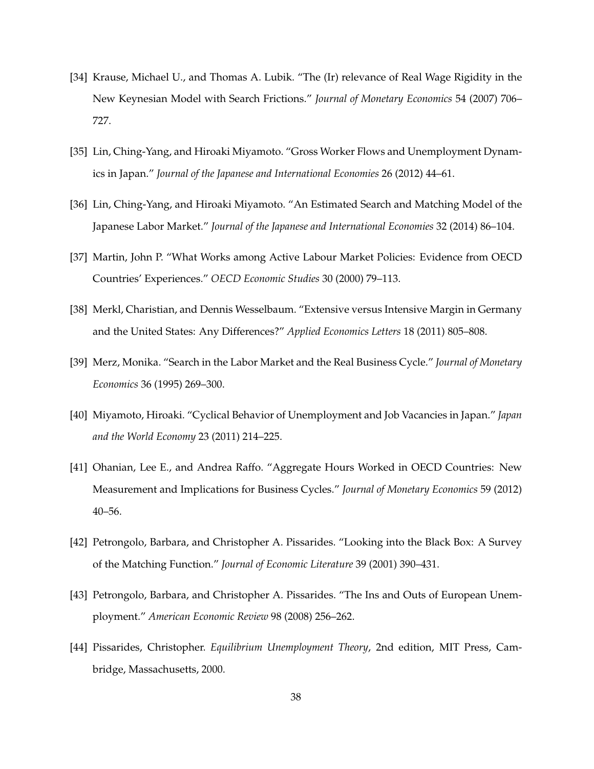[34] Krause, Michael U., and Thomas A. Lubik. "The (Ir) relevance of Real Wage Rigidity in the New Keynesian Model with Search Frictions." *Journal of Monetary Economics* 54 (2007) 706–727.

[35] Lin, Ching-Yang, and Hiroaki Miyamoto. "Gross Worker Flows and Unemployment Dynamics in Japan." *Journal of the Japanese and International Economies* 26 (2012) 44–61.

[36] Lin, Ching-Yang, and Hiroaki Miyamoto. "An Estimated Search and Matching Model of the Japanese Labor Market." *Journal of the Japanese and International Economies* 32 (2014) 86–104.

[37] Martin, John P. "What Works among Active Labour Market Policies: Evidence from OECD Countries' Experiences." *OECD Economic Studies* 30 (2000) 79–113.

[38] Merkl, Charistian, and Dennis Wesselbaum. "Extensive versus Intensive Margin in Germany and the United States: Any Differences?" *Applied Economics Letters* 18 (2011) 805–808.

[39] Merz, Monika. "Search in the Labor Market and the Real Business Cycle." *Journal of Monetary Economics* 36 (1995) 269–300.

[40] Miyamoto, Hiroaki. "Cyclical Behavior of Unemployment and Job Vacancies in Japan." *Japan and the World Economy* 23 (2011) 214–225.

[41] Ohanian, Lee E., and Andrea Raffo. "Aggregate Hours Worked in OECD Countries: New Measurement and Implications for Business Cycles." *Journal of Monetary Economics* 59 (2012) 40–56.

[42] Petrongolo, Barbara, and Christopher A. Pissarides. "Looking into the Black Box: A Survey of the Matching Function." *Journal of Economic Literature* 39 (2001) 390–431.

[43] Petrongolo, Barbara, and Christopher A. Pissarides. "The Ins and Outs of European Unemployment." *American Economic Review* 98 (2008) 256–262.

[44] Pissarides, Christopher. *Equilibrium Unemployment Theory*, 2nd edition, MIT Press, Cambridge, Massachusetts, 2000.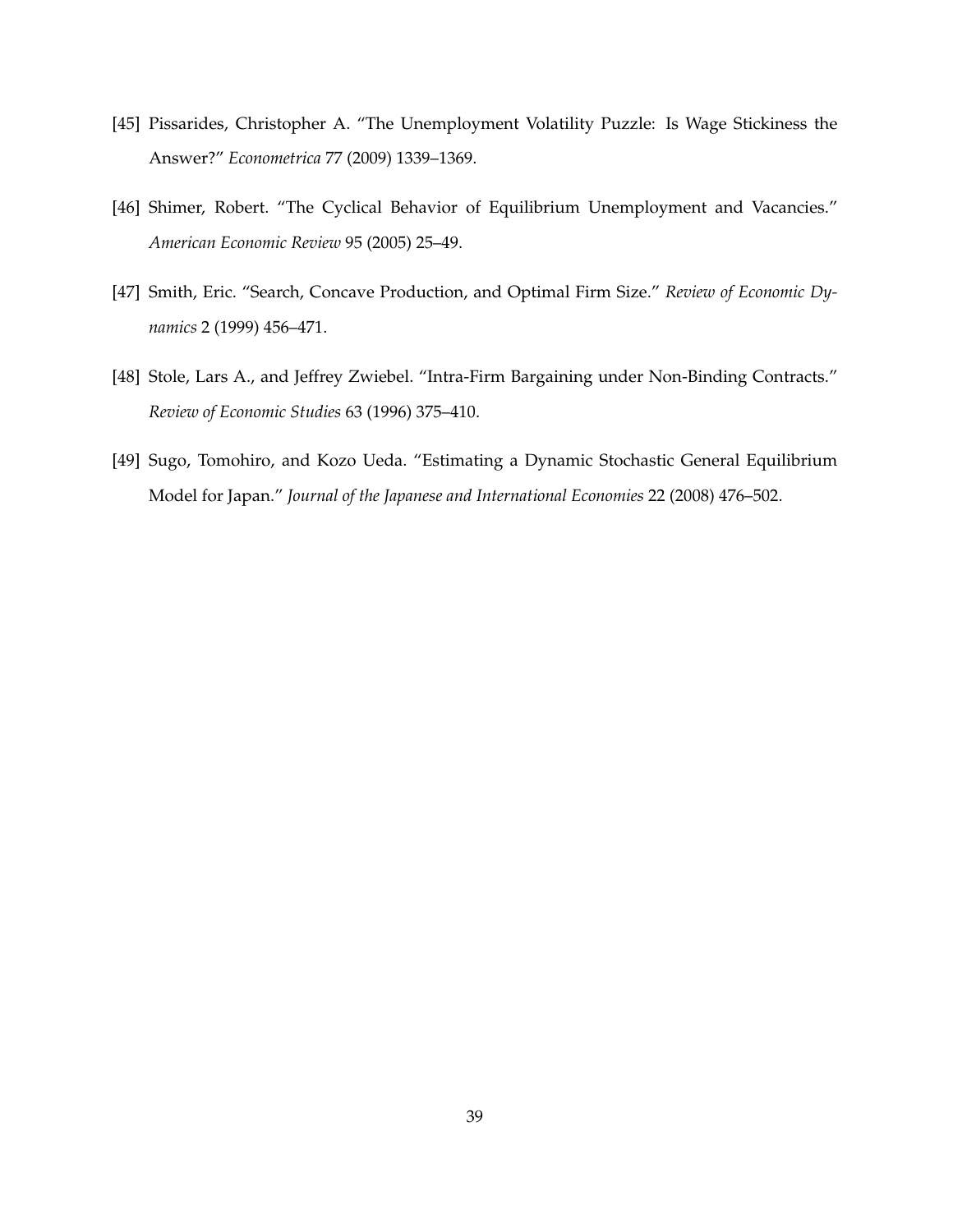[45] Pissarides, Christopher A. "The Unemployment Volatility Puzzle: Is Wage Stickiness the Answer?" *Econometrica* 77 (2009) 1339–1369.

[46] Shimer, Robert. "The Cyclical Behavior of Equilibrium Unemployment and Vacancies." *American Economic Review* 95 (2005) 25–49.

[47] Smith, Eric. "Search, Concave Production, and Optimal Firm Size." *Review of Economic Dynamics* 2 (1999) 456–471.

[48] Stole, Lars A., and Jeffrey Zwiebel. "Intra-Firm Bargaining under Non-Binding Contracts." *Review of Economic Studies* 63 (1996) 375–410.

[49] Sugo, Tomohiro, and Kozo Ueda. "Estimating a Dynamic Stochastic General Equilibrium Model for Japan." *Journal of the Japanese and International Economies* 22 (2008) 476–502.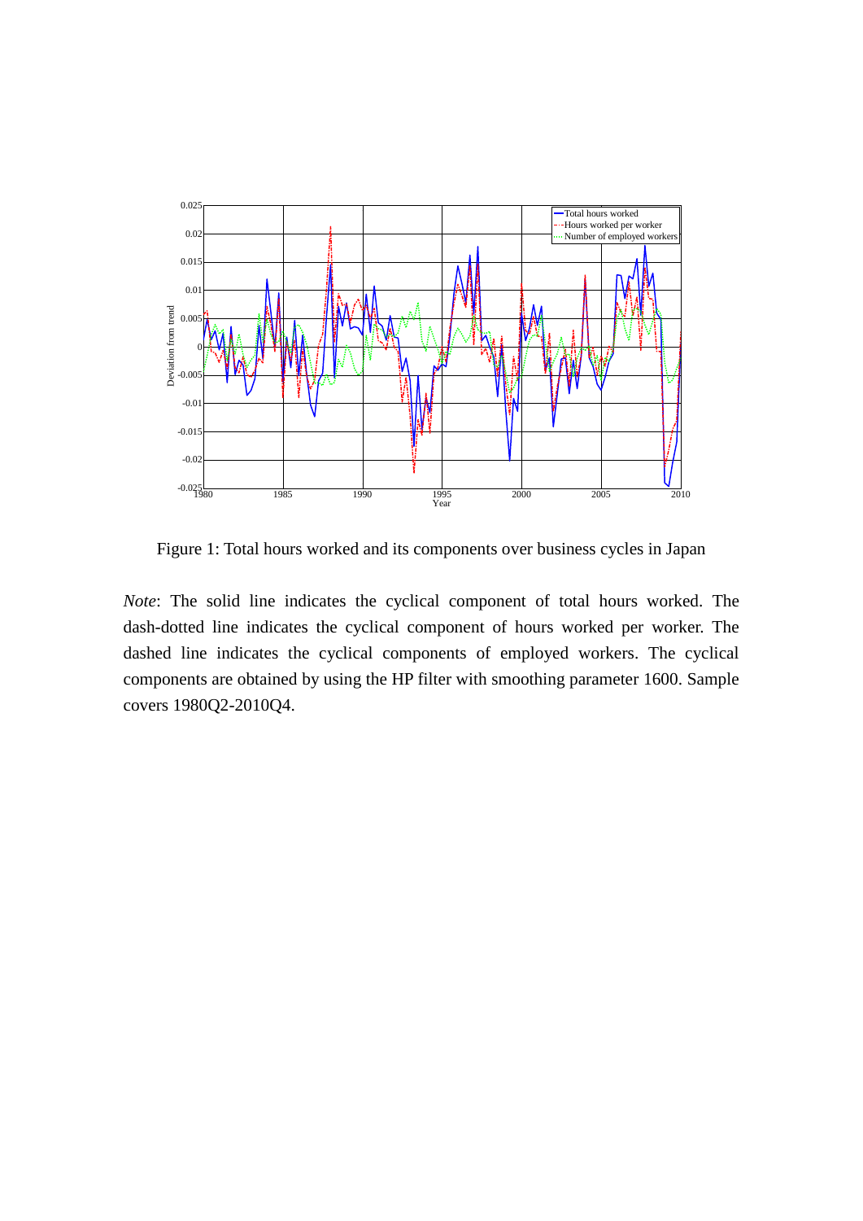Figure 1: Total hours worked and its components over business cycles in Japan

*Note*: The solid line indicates the cyclical component of total hours worked. The dash-dotted line indicates the cyclical component of hours worked per worker. The dashed line indicates the cyclical components of employed workers. The cyclical components are obtained by using the HP filter with smoothing parameter 1600. Sample covers 1980Q2-2010Q4.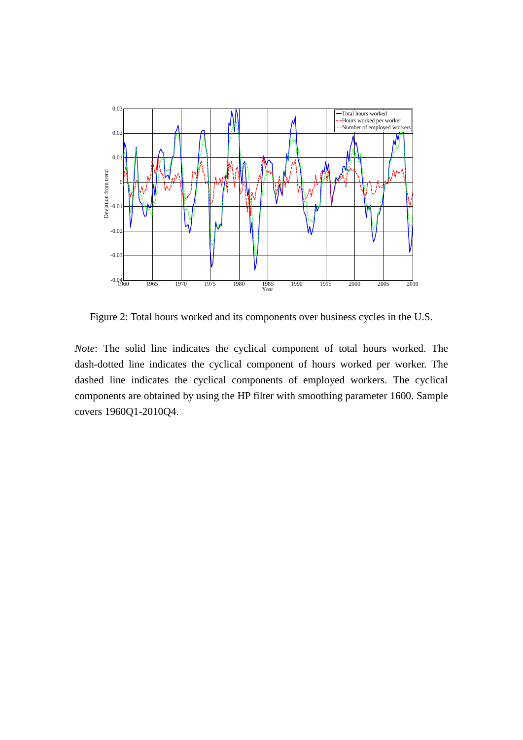Figure 2: Total hours worked and its components over business cycles in the U.S.

*Note*: The solid line indicates the cyclical component of total hours worked. The dash-dotted line indicates the cyclical component of hours worked per worker. The dashed line indicates the cyclical components of employed workers. The cyclical components are obtained by using the HP filter with smoothing parameter 1600. Sample covers 1960Q1-2010Q4.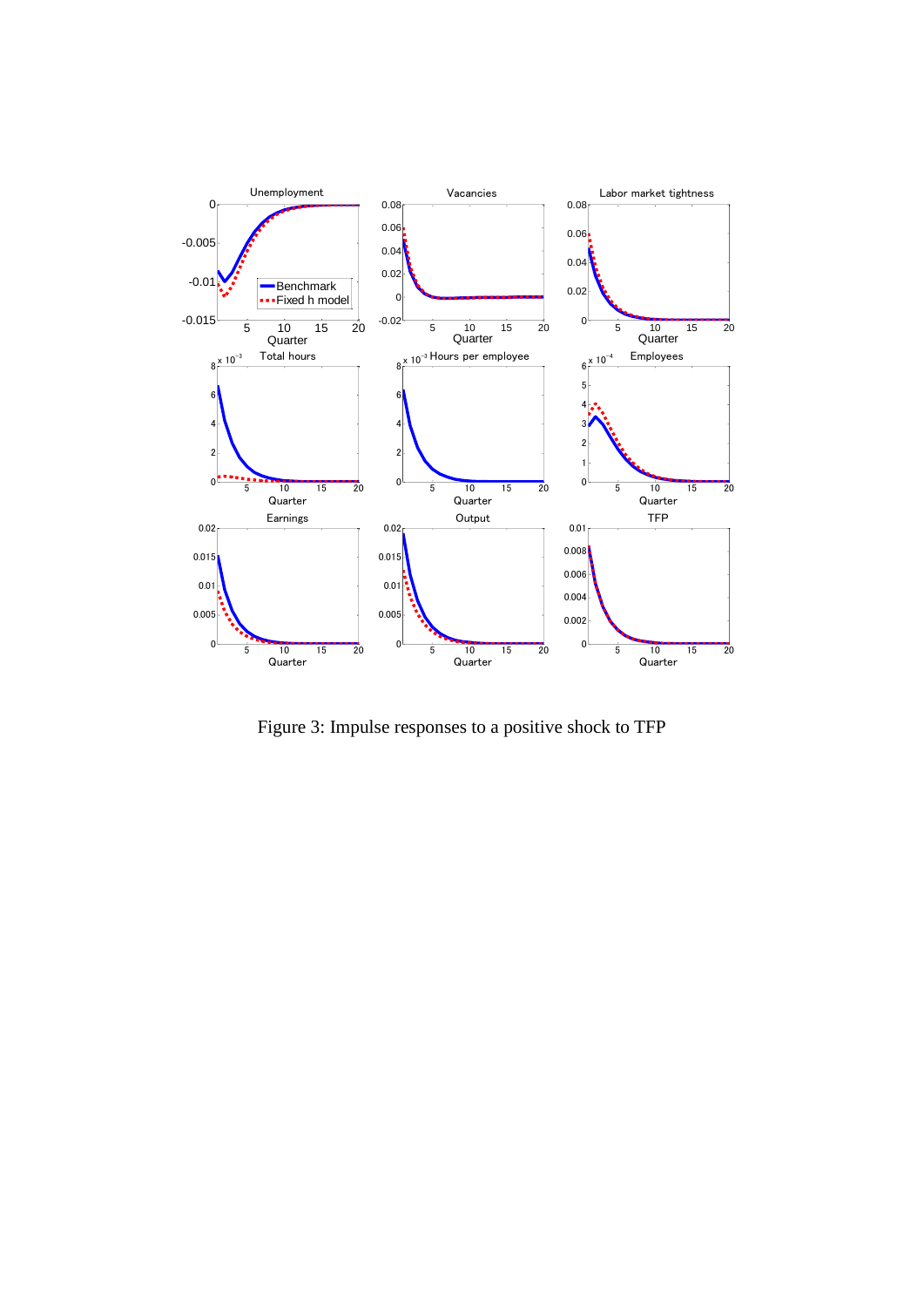Unemployment

0
-0.005
-0.01
-0.015
5 10 15 20
Quarter

Benchmark
Fixed h model

Vacancies

0.08
0.06
0.04
0.02
0
-0.02
5 10 15 20
Quarter

Labor market tightness

0.08
0.06
0.04
0.02
0
5 10 15 20
Quarter

Total hours

x 10^-3
8
6
4
2
0
5 10 15 20
Quarter

Hours per employee

x 10^-3
8
6
4
2
0
5 10 15 20
Quarter

Employees

x 10^-4
6
5
4
3
2
1
0
5 10 15 20
Quarter

Earnings

0.02
0.015
0.01
0.005
0
5 10 15 20
Quarter

Output

0.02
0.015
0.01
0.005
0
5 10 15 20
Quarter

TFP

0.01
0.008
0.006
0.004
0.002
0
5 10 15 20
Quarter

Figure 3: Impulse responses to a positive shock to TFP